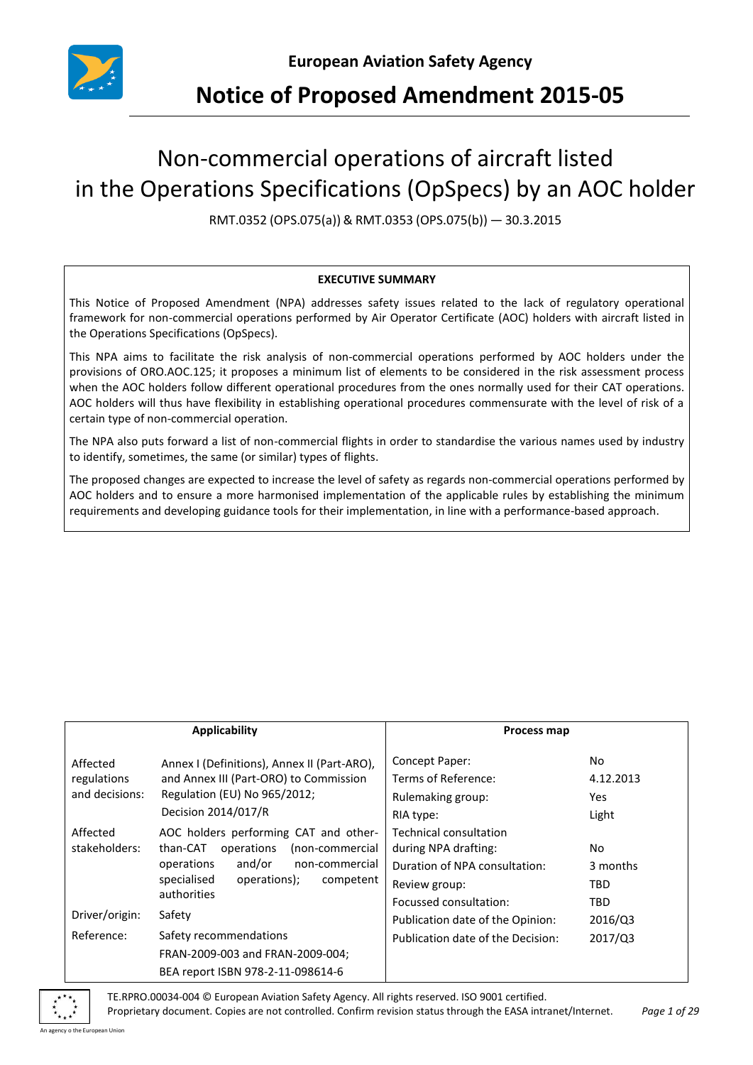**European Aviation Safety Agency**

# Notice of Proposed Amendment 2015-05

## Non-commercial operations of aircraft listed in the Operations Specifications (OpSpecs) by an AOC holder

RMT.0352 (OPS.075(a)) & RMT.0353 (OPS.075(b)) — 30.3.2015

**EXECUTIVE SUMMARY**

This Notice of Proposed Amendment (NPA) addresses safety issues related to the lack of regulatory operational framework for non-commercial operations performed by Air Operator Certificate (AOC) holders with aircraft listed in the Operations Specifications (OpSpecs).

This NPA aims to facilitate the risk analysis of non-commercial operations performed by AOC holders under the provisions of ORO.AOC.125; it proposes a minimum list of elements to be considered in the risk assessment process when the AOC holders follow different operational procedures from the ones normally used for their CAT operations. AOC holders will thus have flexibility in establishing operational procedures commensurate with the level of risk of a certain type of non-commercial operation.

The NPA also puts forward a list of non-commercial flights in order to standardise the various names used by industry to identify, sometimes, the same (or similar) types of flights.

The proposed changes are expected to increase the level of safety as regards non-commercial operations performed by AOC holders and to ensure a more harmonised implementation of the applicable rules by establishing the minimum requirements and developing guidance tools for their implementation, in line with a performance-based approach.

| **Applicability** | | **Process map** | |
|---|---|---|---|
| Affected regulations and decisions: | Annex I (Definitions), Annex II (Part-ARO), and Annex III (Part-ORO) to Commission Regulation (EU) No 965/2012; Decision 2014/017/R | Concept Paper: | No |
| | | Terms of Reference: | 4.12.2013 |
| | | Rulemaking group: | Yes |
| | | RIA type: | Light |
| Affected stakeholders: | AOC holders performing CAT and other-than-CAT operations (non-commercial operations and/or non-commercial specialised operations); competent authorities | Technical consultation during NPA drafting: | No |
| | | Duration of NPA consultation: | 3 months |
| | | Review group: | TBD |
| Driver/origin: | Safety | Focussed consultation: | TBD |
| Reference: | Safety recommendations FRAN-2009-003 and FRAN-2009-004; BEA report ISBN 978-2-11-098614-6 | Publication date of the Opinion: | 2016/Q3 |
| | | Publication date of the Decision: | 2017/Q3 |

TE.RPRO.00034-004 © European Aviation Safety Agency. All rights reserved. ISO 9001 certified.
Proprietary document. Copies are not controlled. Confirm revision status through the EASA intranet/Internet.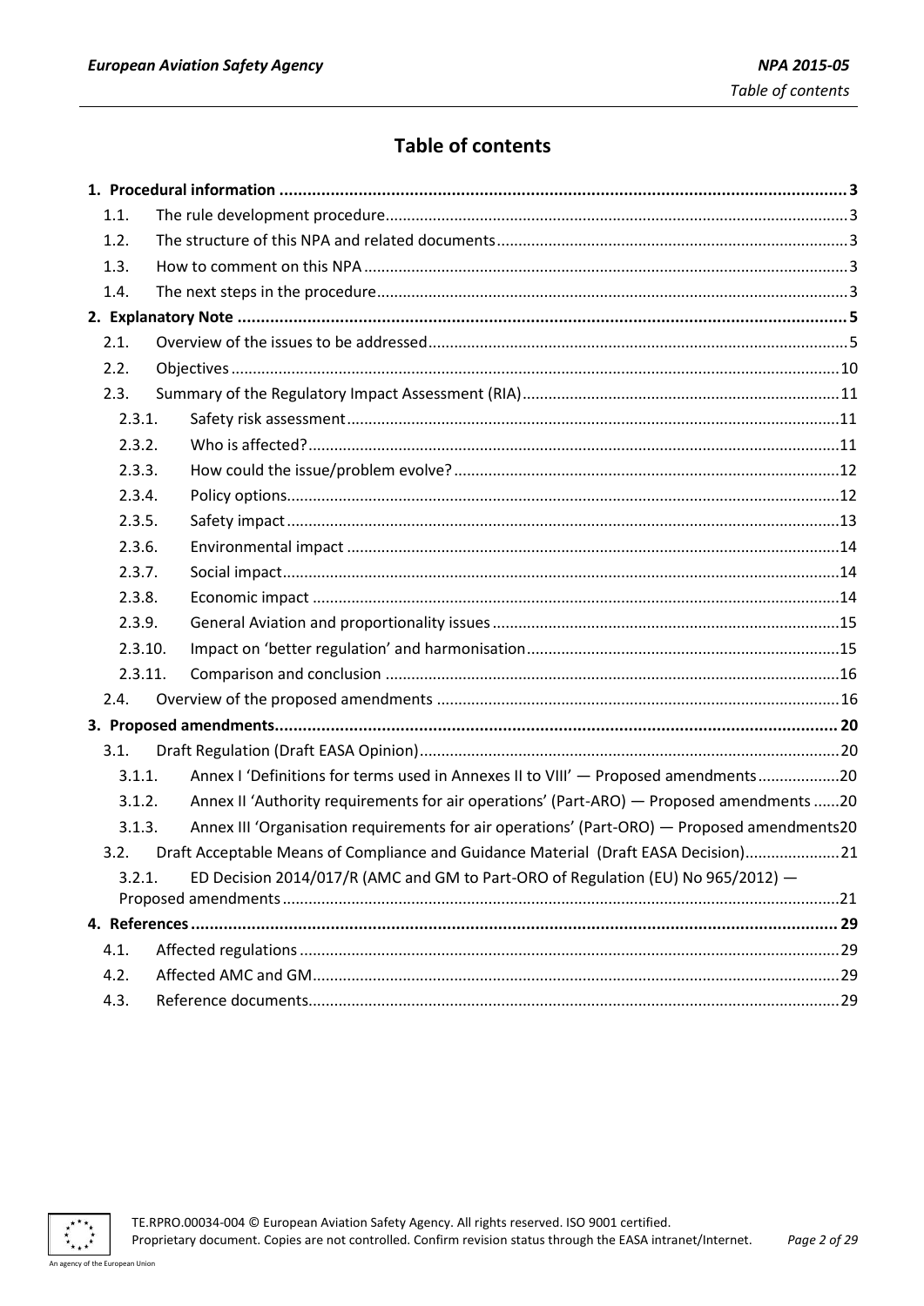# Table of contents

1. Procedural information ..... 3
   - 1.1. The rule development procedure ..... 3
   - 1.2. The structure of this NPA and related documents ..... 3
   - 1.3. How to comment on this NPA ..... 3
   - 1.4. The next steps in the procedure ..... 3
2. Explanatory Note ..... 5
   - 2.1. Overview of the issues to be addressed ..... 5
   - 2.2. Objectives ..... 10
   - 2.3. Summary of the Regulatory Impact Assessment (RIA) ..... 11
     - 2.3.1. Safety risk assessment ..... 11
     - 2.3.2. Who is affected? ..... 11
     - 2.3.3. How could the issue/problem evolve? ..... 12
     - 2.3.4. Policy options ..... 12
     - 2.3.5. Safety impact ..... 13
     - 2.3.6. Environmental impact ..... 14
     - 2.3.7. Social impact ..... 14
     - 2.3.8. Economic impact ..... 14
     - 2.3.9. General Aviation and proportionality issues ..... 15
     - 2.3.10. Impact on 'better regulation' and harmonisation ..... 15
     - 2.3.11. Comparison and conclusion ..... 16
   - 2.4. Overview of the proposed amendments ..... 16
3. Proposed amendments ..... 20
   - 3.1. Draft Regulation (Draft EASA Opinion) ..... 20
     - 3.1.1. Annex I 'Definitions for terms used in Annexes II to VIII' — Proposed amendments ..... 20
     - 3.1.2. Annex II 'Authority requirements for air operations' (Part-ARO) — Proposed amendments ..... 20
     - 3.1.3. Annex III 'Organisation requirements for air operations' (Part-ORO) — Proposed amendments ..... 20
   - 3.2. Draft Acceptable Means of Compliance and Guidance Material (Draft EASA Decision) ..... 21
     - 3.2.1. ED Decision 2014/017/R (AMC and GM to Part-ORO of Regulation (EU) No 965/2012) — Proposed amendments ..... 21
4. References ..... 29
   - 4.1. Affected regulations ..... 29
   - 4.2. Affected AMC and GM ..... 29
   - 4.3. Reference documents ..... 29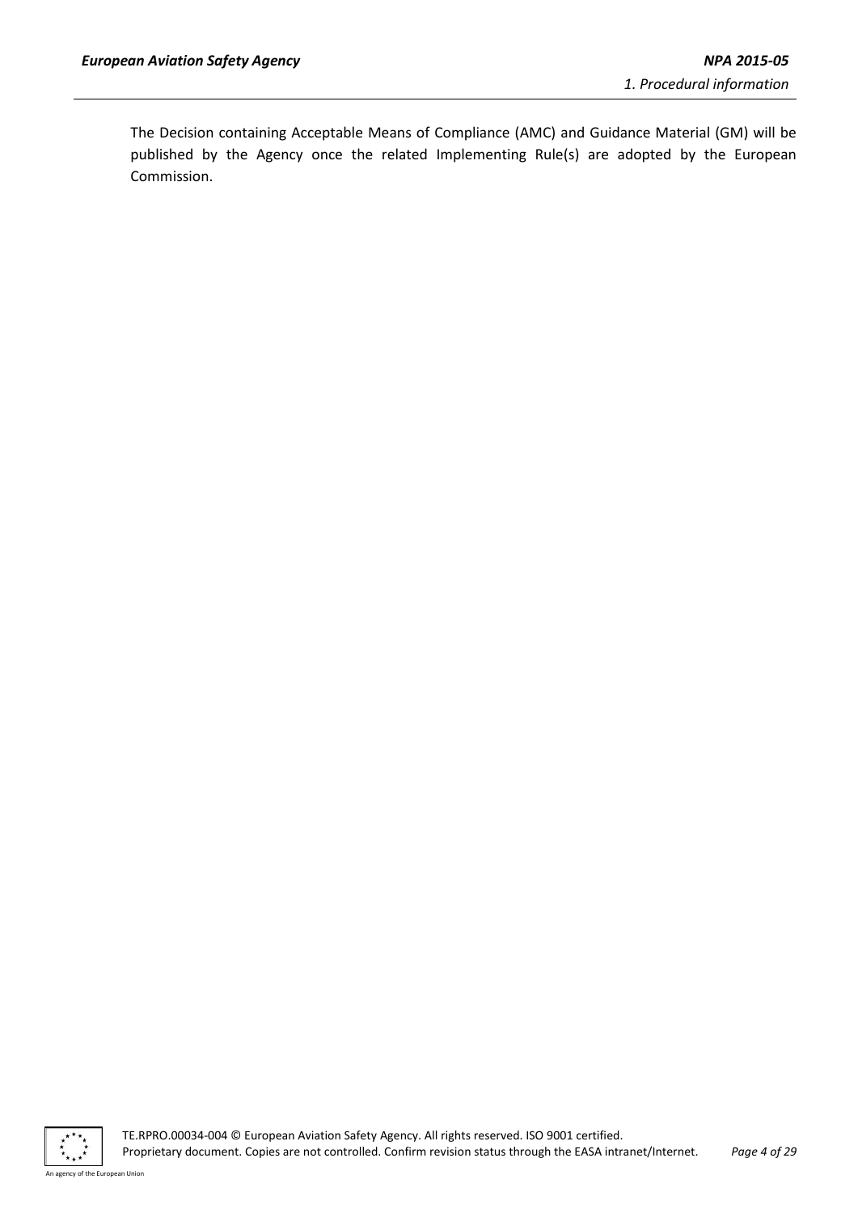The Decision containing Acceptable Means of Compliance (AMC) and Guidance Material (GM) will be published by the Agency once the related Implementing Rule(s) are adopted by the European Commission.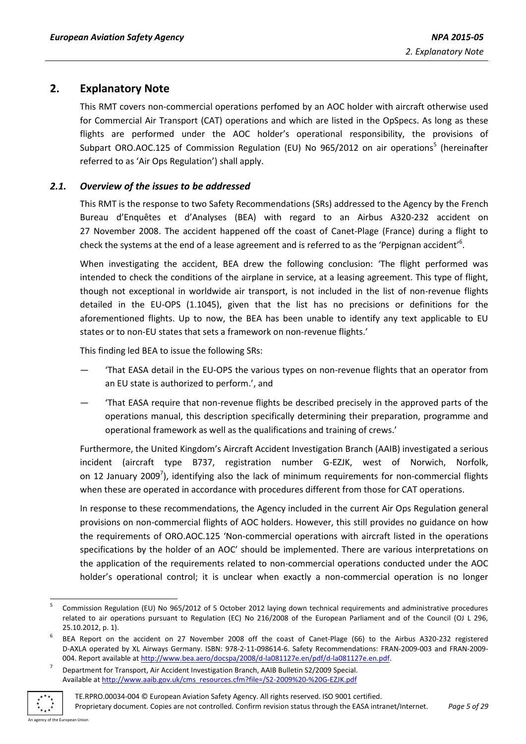## 2. Explanatory Note

This RMT covers non-commercial operations perfomed by an AOC holder with aircraft otherwise used for Commercial Air Transport (CAT) operations and which are listed in the OpSpecs. As long as these flights are performed under the AOC holder's operational responsibility, the provisions of Subpart ORO.AOC.125 of Commission Regulation (EU) No 965/2012 on air operations[5] (hereinafter referred to as 'Air Ops Regulation') shall apply.

### *2.1. Overview of the issues to be addressed*

This RMT is the response to two Safety Recommendations (SRs) addressed to the Agency by the French Bureau d'Enquêtes et d'Analyses (BEA) with regard to an Airbus A320-232 accident on 27 November 2008. The accident happened off the coast of Canet-Plage (France) during a flight to check the systems at the end of a lease agreement and is referred to as the 'Perpignan accident'[6].

When investigating the accident, BEA drew the following conclusion: 'The flight performed was intended to check the conditions of the airplane in service, at a leasing agreement. This type of flight, though not exceptional in worldwide air transport, is not included in the list of non-revenue flights detailed in the EU-OPS (1.1045), given that the list has no precisions or definitions for the aforementioned flights. Up to now, the BEA has been unable to identify any text applicable to EU states or to non-EU states that sets a framework on non-revenue flights.'

This finding led BEA to issue the following SRs:

— 'That EASA detail in the EU-OPS the various types on non-revenue flights that an operator from an EU state is authorized to perform.', and

— 'That EASA require that non-revenue flights be described precisely in the approved parts of the operations manual, this description specifically determining their preparation, programme and operational framework as well as the qualifications and training of crews.'

Furthermore, the United Kingdom's Aircraft Accident Investigation Branch (AAIB) investigated a serious incident (aircraft type B737, registration number G-EZJK, west of Norwich, Norfolk, on 12 January 2009[7]), identifying also the lack of minimum requirements for non-commercial flights when these are operated in accordance with procedures different from those for CAT operations.

In response to these recommendations, the Agency included in the current Air Ops Regulation general provisions on non-commercial flights of AOC holders. However, this still provides no guidance on how the requirements of ORO.AOC.125 'Non-commercial operations with aircraft listed in the operations specifications by the holder of an AOC' should be implemented. There are various interpretations on the application of the requirements related to non-commercial operations conducted under the AOC holder's operational control; it is unclear when exactly a non-commercial operation is no longer

---

[5] Commission Regulation (EU) No 965/2012 of 5 October 2012 laying down technical requirements and administrative procedures related to air operations pursuant to Regulation (EC) No 216/2008 of the European Parliament and of the Council (OJ L 296, 25.10.2012, p. 1).

[6] BEA Report on the accident on 27 November 2008 off the coast of Canet-Plage (66) to the Airbus A320-232 registered D-AXLA operated by XL Airways Germany. ISBN: 978-2-11-098614-6. Safety Recommendations: FRAN-2009-003 and FRAN-2009-004. Report available at http://www.bea.aero/docspa/2008/d-la081127e.en/pdf/d-la081127e.en.pdf.

[7] Department for Transport, Air Accident Investigation Branch, AAIB Bulletin S2/2009 Special. Available at http://www.aaib.gov.uk/cms_resources.cfm?file=/S2-2009%20-%20G-EZJK.pdf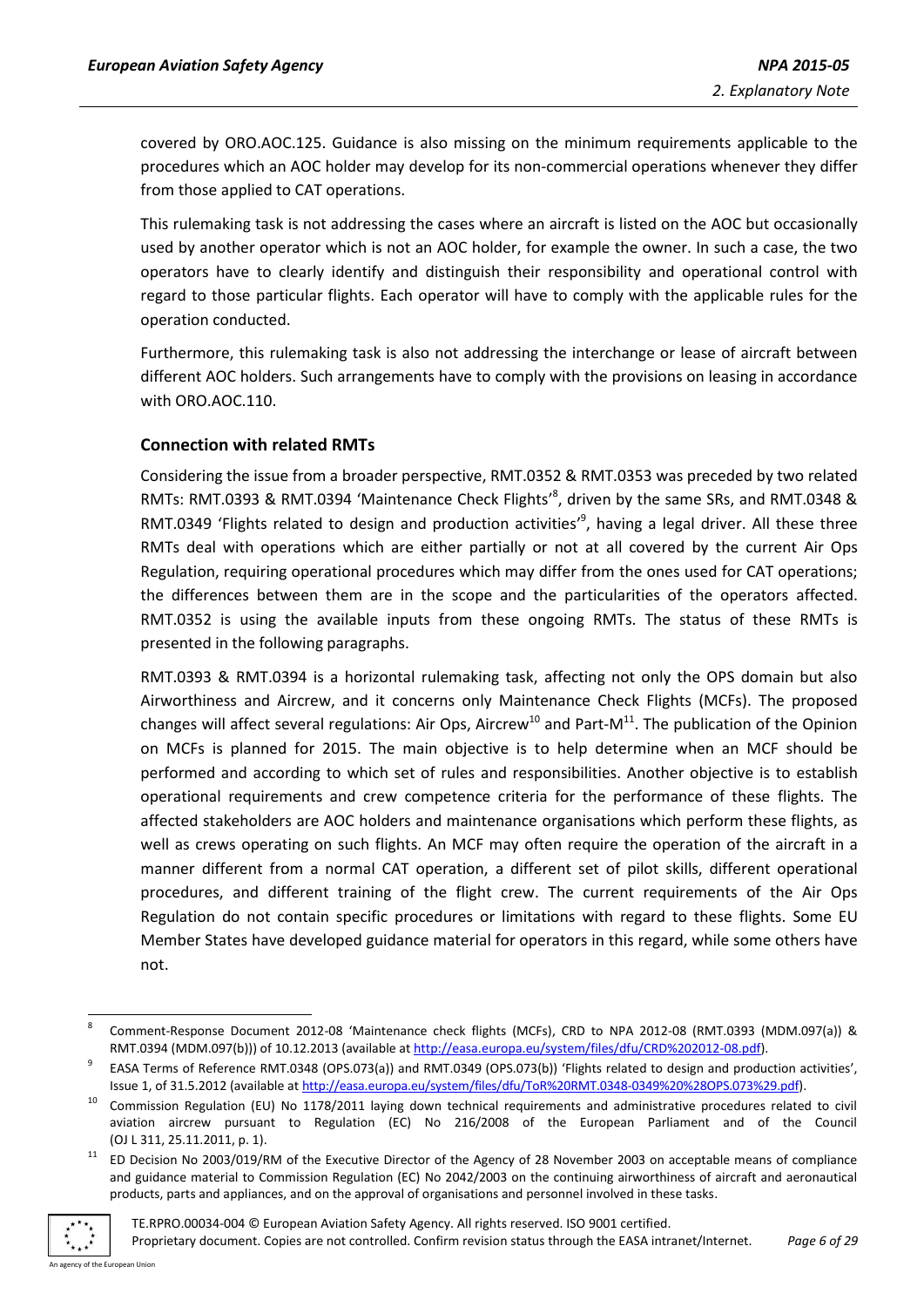covered by ORO.AOC.125. Guidance is also missing on the minimum requirements applicable to the procedures which an AOC holder may develop for its non-commercial operations whenever they differ from those applied to CAT operations.

This rulemaking task is not addressing the cases where an aircraft is listed on the AOC but occasionally used by another operator which is not an AOC holder, for example the owner. In such a case, the two operators have to clearly identify and distinguish their responsibility and operational control with regard to those particular flights. Each operator will have to comply with the applicable rules for the operation conducted.

Furthermore, this rulemaking task is also not addressing the interchange or lease of aircraft between different AOC holders. Such arrangements have to comply with the provisions on leasing in accordance with ORO.AOC.110.

### Connection with related RMTs

Considering the issue from a broader perspective, RMT.0352 & RMT.0353 was preceded by two related RMTs: RMT.0393 & RMT.0394 'Maintenance Check Flights'[8], driven by the same SRs, and RMT.0348 & RMT.0349 'Flights related to design and production activities'[9], having a legal driver. All these three RMTs deal with operations which are either partially or not at all covered by the current Air Ops Regulation, requiring operational procedures which may differ from the ones used for CAT operations; the differences between them are in the scope and the particularities of the operators affected. RMT.0352 is using the available inputs from these ongoing RMTs. The status of these RMTs is presented in the following paragraphs.

RMT.0393 & RMT.0394 is a horizontal rulemaking task, affecting not only the OPS domain but also Airworthiness and Aircrew, and it concerns only Maintenance Check Flights (MCFs). The proposed changes will affect several regulations: Air Ops, Aircrew[10] and Part-M[11]. The publication of the Opinion on MCFs is planned for 2015. The main objective is to help determine when an MCF should be performed and according to which set of rules and responsibilities. Another objective is to establish operational requirements and crew competence criteria for the performance of these flights. The affected stakeholders are AOC holders and maintenance organisations which perform these flights, as well as crews operating on such flights. An MCF may often require the operation of the aircraft in a manner different from a normal CAT operation, a different set of pilot skills, different operational procedures, and different training of the flight crew. The current requirements of the Air Ops Regulation do not contain specific procedures or limitations with regard to these flights. Some EU Member States have developed guidance material for operators in this regard, while some others have not.

---

[8] Comment-Response Document 2012-08 'Maintenance check flights (MCFs), CRD to NPA 2012-08 (RMT.0393 (MDM.097(a)) & RMT.0394 (MDM.097(b))) of 10.12.2013 (available at http://easa.europa.eu/system/files/dfu/CRD%202012-08.pdf).

[9] EASA Terms of Reference RMT.0348 (OPS.073(a)) and RMT.0349 (OPS.073(b)) 'Flights related to design and production activities', Issue 1, of 31.5.2012 (available at http://easa.europa.eu/system/files/dfu/ToR%20RMT.0348-0349%20%28OPS.073%29.pdf).

[10] Commission Regulation (EU) No 1178/2011 laying down technical requirements and administrative procedures related to civil aviation aircrew pursuant to Regulation (EC) No 216/2008 of the European Parliament and of the Council (OJ L 311, 25.11.2011, p. 1).

[11] ED Decision No 2003/019/RM of the Executive Director of the Agency of 28 November 2003 on acceptable means of compliance and guidance material to Commission Regulation (EC) No 2042/2003 on the continuing airworthiness of aircraft and aeronautical products, parts and appliances, and on the approval of organisations and personnel involved in these tasks.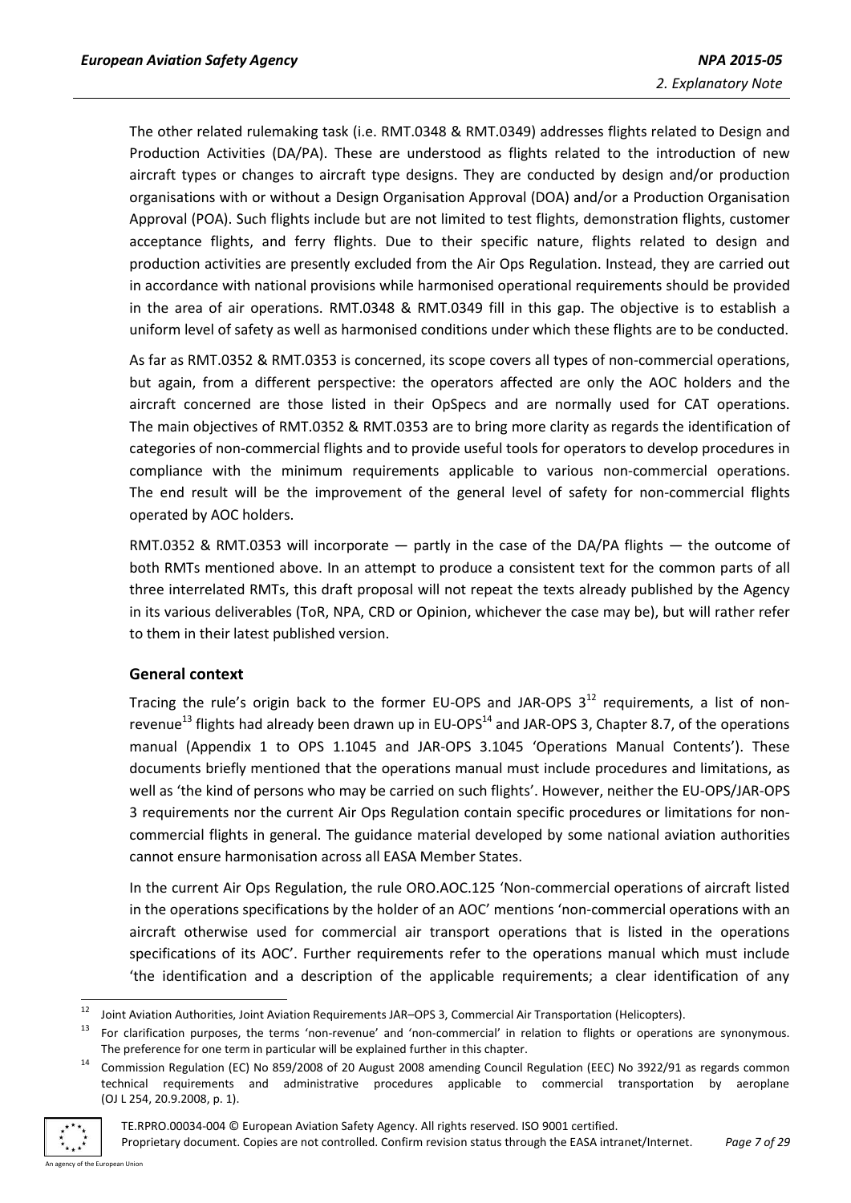The other related rulemaking task (i.e. RMT.0348 & RMT.0349) addresses flights related to Design and Production Activities (DA/PA). These are understood as flights related to the introduction of new aircraft types or changes to aircraft type designs. They are conducted by design and/or production organisations with or without a Design Organisation Approval (DOA) and/or a Production Organisation Approval (POA). Such flights include but are not limited to test flights, demonstration flights, customer acceptance flights, and ferry flights. Due to their specific nature, flights related to design and production activities are presently excluded from the Air Ops Regulation. Instead, they are carried out in accordance with national provisions while harmonised operational requirements should be provided in the area of air operations. RMT.0348 & RMT.0349 fill in this gap. The objective is to establish a uniform level of safety as well as harmonised conditions under which these flights are to be conducted.

As far as RMT.0352 & RMT.0353 is concerned, its scope covers all types of non-commercial operations, but again, from a different perspective: the operators affected are only the AOC holders and the aircraft concerned are those listed in their OpSpecs and are normally used for CAT operations. The main objectives of RMT.0352 & RMT.0353 are to bring more clarity as regards the identification of categories of non-commercial flights and to provide useful tools for operators to develop procedures in compliance with the minimum requirements applicable to various non-commercial operations. The end result will be the improvement of the general level of safety for non-commercial flights operated by AOC holders.

RMT.0352 & RMT.0353 will incorporate — partly in the case of the DA/PA flights — the outcome of both RMTs mentioned above. In an attempt to produce a consistent text for the common parts of all three interrelated RMTs, this draft proposal will not repeat the texts already published by the Agency in its various deliverables (ToR, NPA, CRD or Opinion, whichever the case may be), but will rather refer to them in their latest published version.

## General context

Tracing the rule's origin back to the former EU-OPS and JAR-OPS 3[12] requirements, a list of non-revenue[13] flights had already been drawn up in EU-OPS[14] and JAR-OPS 3, Chapter 8.7, of the operations manual (Appendix 1 to OPS 1.1045 and JAR-OPS 3.1045 'Operations Manual Contents'). These documents briefly mentioned that the operations manual must include procedures and limitations, as well as 'the kind of persons who may be carried on such flights'. However, neither the EU-OPS/JAR-OPS 3 requirements nor the current Air Ops Regulation contain specific procedures or limitations for non-commercial flights in general. The guidance material developed by some national aviation authorities cannot ensure harmonisation across all EASA Member States.

In the current Air Ops Regulation, the rule ORO.AOC.125 'Non-commercial operations of aircraft listed in the operations specifications by the holder of an AOC' mentions 'non-commercial operations with an aircraft otherwise used for commercial air transport operations that is listed in the operations specifications of its AOC'. Further requirements refer to the operations manual which must include 'the identification and a description of the applicable requirements; a clear identification of any

---

[12] Joint Aviation Authorities, Joint Aviation Requirements JAR–OPS 3, Commercial Air Transportation (Helicopters).

[13] For clarification purposes, the terms 'non-revenue' and 'non-commercial' in relation to flights or operations are synonymous. The preference for one term in particular will be explained further in this chapter.

[14] Commission Regulation (EC) No 859/2008 of 20 August 2008 amending Council Regulation (EEC) No 3922/91 as regards common technical requirements and administrative procedures applicable to commercial transportation by aeroplane (OJ L 254, 20.9.2008, p. 1).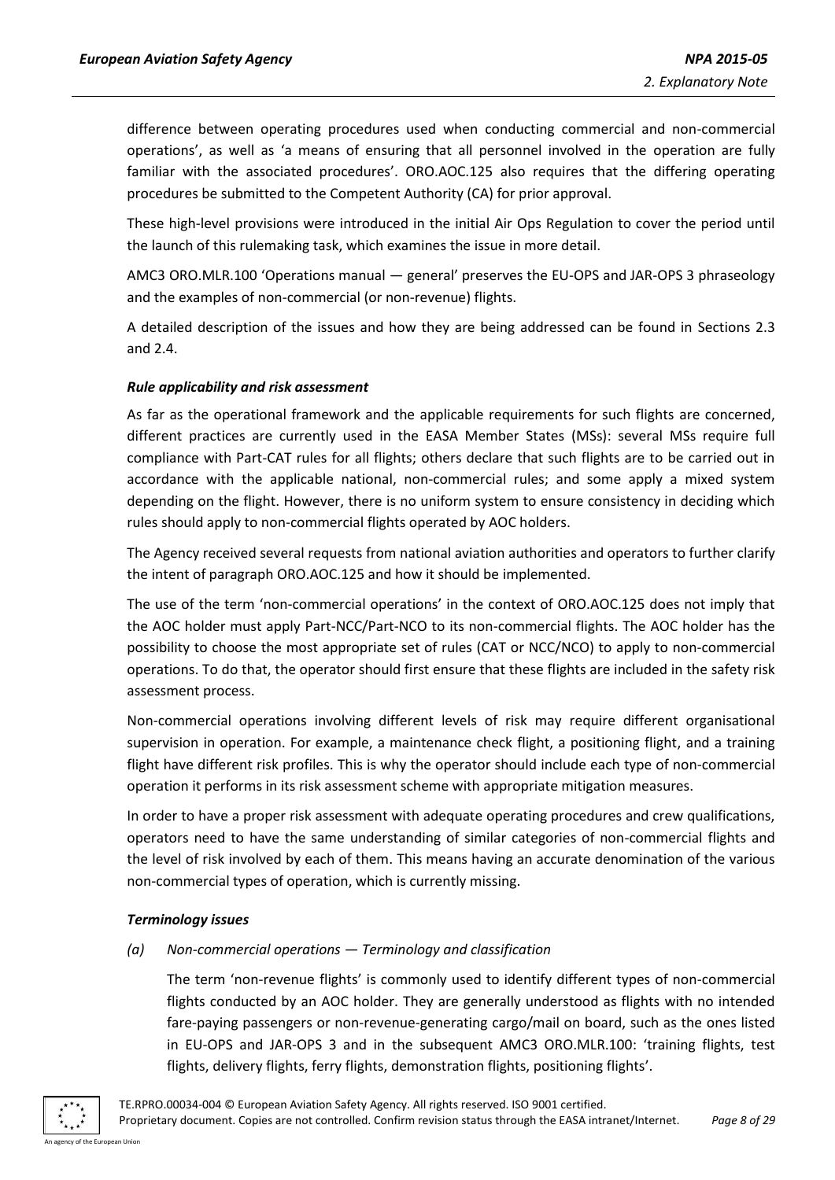difference between operating procedures used when conducting commercial and non-commercial operations', as well as 'a means of ensuring that all personnel involved in the operation are fully familiar with the associated procedures'. ORO.AOC.125 also requires that the differing operating procedures be submitted to the Competent Authority (CA) for prior approval.

These high-level provisions were introduced in the initial Air Ops Regulation to cover the period until the launch of this rulemaking task, which examines the issue in more detail.

AMC3 ORO.MLR.100 'Operations manual — general' preserves the EU-OPS and JAR-OPS 3 phraseology and the examples of non-commercial (or non-revenue) flights.

A detailed description of the issues and how they are being addressed can be found in Sections 2.3 and 2.4.

***Rule applicability and risk assessment***

As far as the operational framework and the applicable requirements for such flights are concerned, different practices are currently used in the EASA Member States (MSs): several MSs require full compliance with Part-CAT rules for all flights; others declare that such flights are to be carried out in accordance with the applicable national, non-commercial rules; and some apply a mixed system depending on the flight. However, there is no uniform system to ensure consistency in deciding which rules should apply to non-commercial flights operated by AOC holders.

The Agency received several requests from national aviation authorities and operators to further clarify the intent of paragraph ORO.AOC.125 and how it should be implemented.

The use of the term 'non-commercial operations' in the context of ORO.AOC.125 does not imply that the AOC holder must apply Part-NCC/Part-NCO to its non-commercial flights. The AOC holder has the possibility to choose the most appropriate set of rules (CAT or NCC/NCO) to apply to non-commercial operations. To do that, the operator should first ensure that these flights are included in the safety risk assessment process.

Non-commercial operations involving different levels of risk may require different organisational supervision in operation. For example, a maintenance check flight, a positioning flight, and a training flight have different risk profiles. This is why the operator should include each type of non-commercial operation it performs in its risk assessment scheme with appropriate mitigation measures.

In order to have a proper risk assessment with adequate operating procedures and crew qualifications, operators need to have the same understanding of similar categories of non-commercial flights and the level of risk involved by each of them. This means having an accurate denomination of the various non-commercial types of operation, which is currently missing.

***Terminology issues***

*(a) Non-commercial operations — Terminology and classification*

The term 'non-revenue flights' is commonly used to identify different types of non-commercial flights conducted by an AOC holder. They are generally understood as flights with no intended fare-paying passengers or non-revenue-generating cargo/mail on board, such as the ones listed in EU-OPS and JAR-OPS 3 and in the subsequent AMC3 ORO.MLR.100: 'training flights, test flights, delivery flights, ferry flights, demonstration flights, positioning flights'.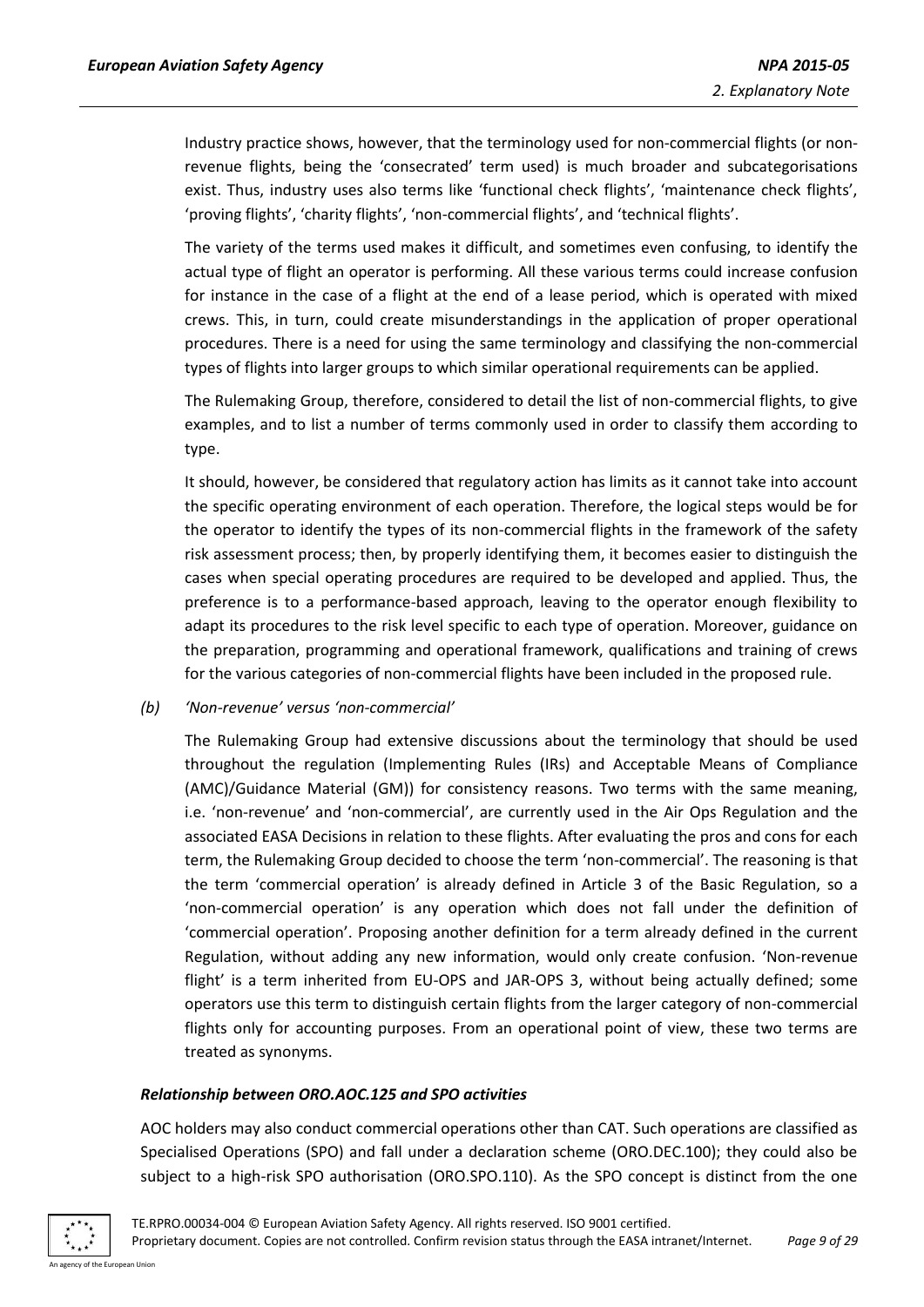Industry practice shows, however, that the terminology used for non-commercial flights (or non-revenue flights, being the 'consecrated' term used) is much broader and subcategorisations exist. Thus, industry uses also terms like 'functional check flights', 'maintenance check flights', 'proving flights', 'charity flights', 'non-commercial flights', and 'technical flights'.

The variety of the terms used makes it difficult, and sometimes even confusing, to identify the actual type of flight an operator is performing. All these various terms could increase confusion for instance in the case of a flight at the end of a lease period, which is operated with mixed crews. This, in turn, could create misunderstandings in the application of proper operational procedures. There is a need for using the same terminology and classifying the non-commercial types of flights into larger groups to which similar operational requirements can be applied.

The Rulemaking Group, therefore, considered to detail the list of non-commercial flights, to give examples, and to list a number of terms commonly used in order to classify them according to type.

It should, however, be considered that regulatory action has limits as it cannot take into account the specific operating environment of each operation. Therefore, the logical steps would be for the operator to identify the types of its non-commercial flights in the framework of the safety risk assessment process; then, by properly identifying them, it becomes easier to distinguish the cases when special operating procedures are required to be developed and applied. Thus, the preference is to a performance-based approach, leaving to the operator enough flexibility to adapt its procedures to the risk level specific to each type of operation. Moreover, guidance on the preparation, programming and operational framework, qualifications and training of crews for the various categories of non-commercial flights have been included in the proposed rule.

*(b) 'Non-revenue' versus 'non-commercial'*

The Rulemaking Group had extensive discussions about the terminology that should be used throughout the regulation (Implementing Rules (IRs) and Acceptable Means of Compliance (AMC)/Guidance Material (GM)) for consistency reasons. Two terms with the same meaning, i.e. 'non-revenue' and 'non-commercial', are currently used in the Air Ops Regulation and the associated EASA Decisions in relation to these flights. After evaluating the pros and cons for each term, the Rulemaking Group decided to choose the term 'non-commercial'. The reasoning is that the term 'commercial operation' is already defined in Article 3 of the Basic Regulation, so a 'non-commercial operation' is any operation which does not fall under the definition of 'commercial operation'. Proposing another definition for a term already defined in the current Regulation, without adding any new information, would only create confusion. 'Non-revenue flight' is a term inherited from EU-OPS and JAR-OPS 3, without being actually defined; some operators use this term to distinguish certain flights from the larger category of non-commercial flights only for accounting purposes. From an operational point of view, these two terms are treated as synonyms.

***Relationship between ORO.AOC.125 and SPO activities***

AOC holders may also conduct commercial operations other than CAT. Such operations are classified as Specialised Operations (SPO) and fall under a declaration scheme (ORO.DEC.100); they could also be subject to a high-risk SPO authorisation (ORO.SPO.110). As the SPO concept is distinct from the one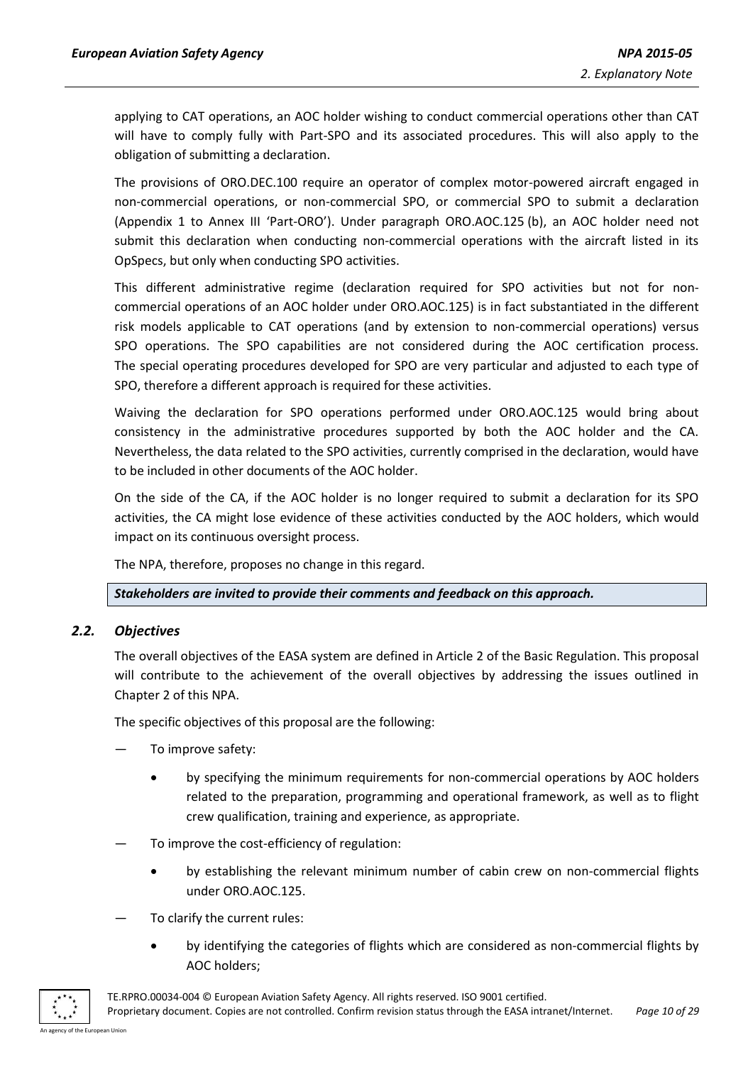applying to CAT operations, an AOC holder wishing to conduct commercial operations other than CAT will have to comply fully with Part-SPO and its associated procedures. This will also apply to the obligation of submitting a declaration.

The provisions of ORO.DEC.100 require an operator of complex motor-powered aircraft engaged in non-commercial operations, or non-commercial SPO, or commercial SPO to submit a declaration (Appendix 1 to Annex III 'Part-ORO'). Under paragraph ORO.AOC.125 (b), an AOC holder need not submit this declaration when conducting non-commercial operations with the aircraft listed in its OpSpecs, but only when conducting SPO activities.

This different administrative regime (declaration required for SPO activities but not for non-commercial operations of an AOC holder under ORO.AOC.125) is in fact substantiated in the different risk models applicable to CAT operations (and by extension to non-commercial operations) versus SPO operations. The SPO capabilities are not considered during the AOC certification process. The special operating procedures developed for SPO are very particular and adjusted to each type of SPO, therefore a different approach is required for these activities.

Waiving the declaration for SPO operations performed under ORO.AOC.125 would bring about consistency in the administrative procedures supported by both the AOC holder and the CA. Nevertheless, the data related to the SPO activities, currently comprised in the declaration, would have to be included in other documents of the AOC holder.

On the side of the CA, if the AOC holder is no longer required to submit a declaration for its SPO activities, the CA might lose evidence of these activities conducted by the AOC holders, which would impact on its continuous oversight process.

The NPA, therefore, proposes no change in this regard.

***Stakeholders are invited to provide their comments and feedback on this approach.***

## *2.2. Objectives*

The overall objectives of the EASA system are defined in Article 2 of the Basic Regulation. This proposal will contribute to the achievement of the overall objectives by addressing the issues outlined in Chapter 2 of this NPA.

The specific objectives of this proposal are the following:

— To improve safety:
  - by specifying the minimum requirements for non-commercial operations by AOC holders related to the preparation, programming and operational framework, as well as to flight crew qualification, training and experience, as appropriate.

— To improve the cost-efficiency of regulation:
  - by establishing the relevant minimum number of cabin crew on non-commercial flights under ORO.AOC.125.

— To clarify the current rules:
  - by identifying the categories of flights which are considered as non-commercial flights by AOC holders;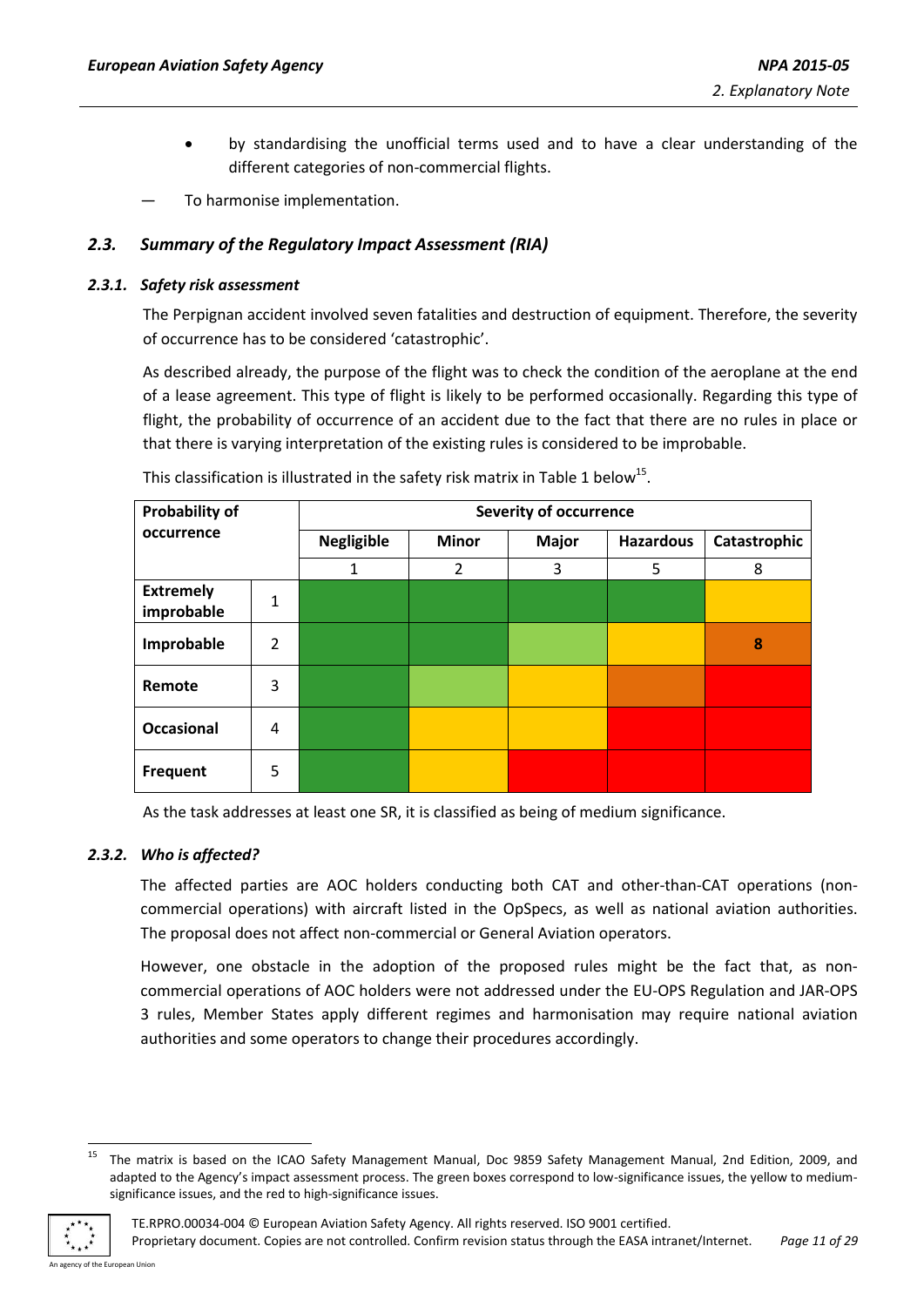- by standardising the unofficial terms used and to have a clear understanding of the different categories of non-commercial flights.

— To harmonise implementation.

### *2.3. Summary of the Regulatory Impact Assessment (RIA)*

#### *2.3.1. Safety risk assessment*

The Perpignan accident involved seven fatalities and destruction of equipment. Therefore, the severity of occurrence has to be considered 'catastrophic'.

As described already, the purpose of the flight was to check the condition of the aeroplane at the end of a lease agreement. This type of flight is likely to be performed occasionally. Regarding this type of flight, the probability of occurrence of an accident due to the fact that there are no rules in place or that there is varying interpretation of the existing rules is considered to be improbable.

This classification is illustrated in the safety risk matrix in Table 1 below[15].

| **Probability of occurrence** | | **Severity of occurrence** | | | | |
|---|---|---|---|---|---|---|
| | | **Negligible** | **Minor** | **Major** | **Hazardous** | **Catastrophic** |
| | | 1 | 2 | 3 | 5 | 8 |
| **Extremely improbable** | 1 | | | | | |
| **Improbable** | 2 | | | | | **8** |
| **Remote** | 3 | | | | | |
| **Occasional** | 4 | | | | | |
| **Frequent** | 5 | | | | | |

As the task addresses at least one SR, it is classified as being of medium significance.

#### *2.3.2. Who is affected?*

The affected parties are AOC holders conducting both CAT and other-than-CAT operations (non-commercial operations) with aircraft listed in the OpSpecs, as well as national aviation authorities. The proposal does not affect non-commercial or General Aviation operators.

However, one obstacle in the adoption of the proposed rules might be the fact that, as non-commercial operations of AOC holders were not addressed under the EU-OPS Regulation and JAR-OPS 3 rules, Member States apply different regimes and harmonisation may require national aviation authorities and some operators to change their procedures accordingly.

---

[15] The matrix is based on the ICAO Safety Management Manual, Doc 9859 Safety Management Manual, 2nd Edition, 2009, and adapted to the Agency's impact assessment process. The green boxes correspond to low-significance issues, the yellow to medium-significance issues, and the red to high-significance issues.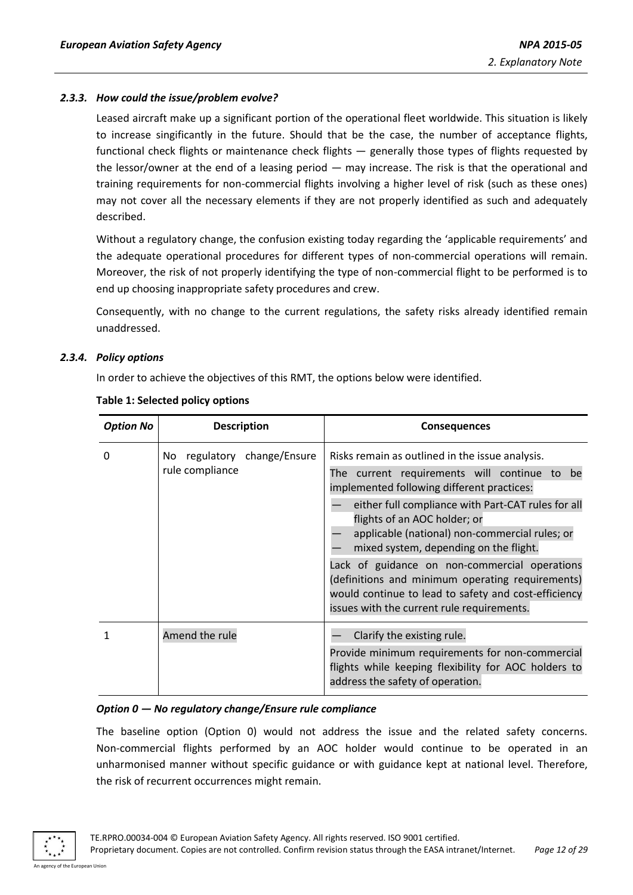### 2.3.3. How could the issue/problem evolve?

Leased aircraft make up a significant portion of the operational fleet worldwide. This situation is likely to increase singificantly in the future. Should that be the case, the number of acceptance flights, functional check flights or maintenance check flights — generally those types of flights requested by the lessor/owner at the end of a leasing period — may increase. The risk is that the operational and training requirements for non-commercial flights involving a higher level of risk (such as these ones) may not cover all the necessary elements if they are not properly identified as such and adequately described.

Without a regulatory change, the confusion existing today regarding the 'applicable requirements' and the adequate operational procedures for different types of non-commercial operations will remain. Moreover, the risk of not properly identifying the type of non-commercial flight to be performed is to end up choosing inappropriate safety procedures and crew.

Consequently, with no change to the current regulations, the safety risks already identified remain unaddressed.

### 2.3.4. Policy options

In order to achieve the objectives of this RMT, the options below were identified.

**Table 1: Selected policy options**

| *Option No* | Description | Consequences |
| --- | --- | --- |
| 0 | No regulatory change/Ensure rule compliance | Risks remain as outlined in the issue analysis.<br>The current requirements will continue to be implemented following different practices:<br>— either full compliance with Part-CAT rules for all flights of an AOC holder; or<br>— applicable (national) non-commercial rules; or<br>— mixed system, depending on the flight.<br>Lack of guidance on non-commercial operations (definitions and minimum operating requirements) would continue to lead to safety and cost-efficiency issues with the current rule requirements. |
| 1 | Amend the rule | — Clarify the existing rule.<br>Provide minimum requirements for non-commercial flights while keeping flexibility for AOC holders to address the safety of operation. |

*Option 0 — No regulatory change/Ensure rule compliance*

The baseline option (Option 0) would not address the issue and the related safety concerns. Non-commercial flights performed by an AOC holder would continue to be operated in an unharmonised manner without specific guidance or with guidance kept at national level. Therefore, the risk of recurrent occurrences might remain.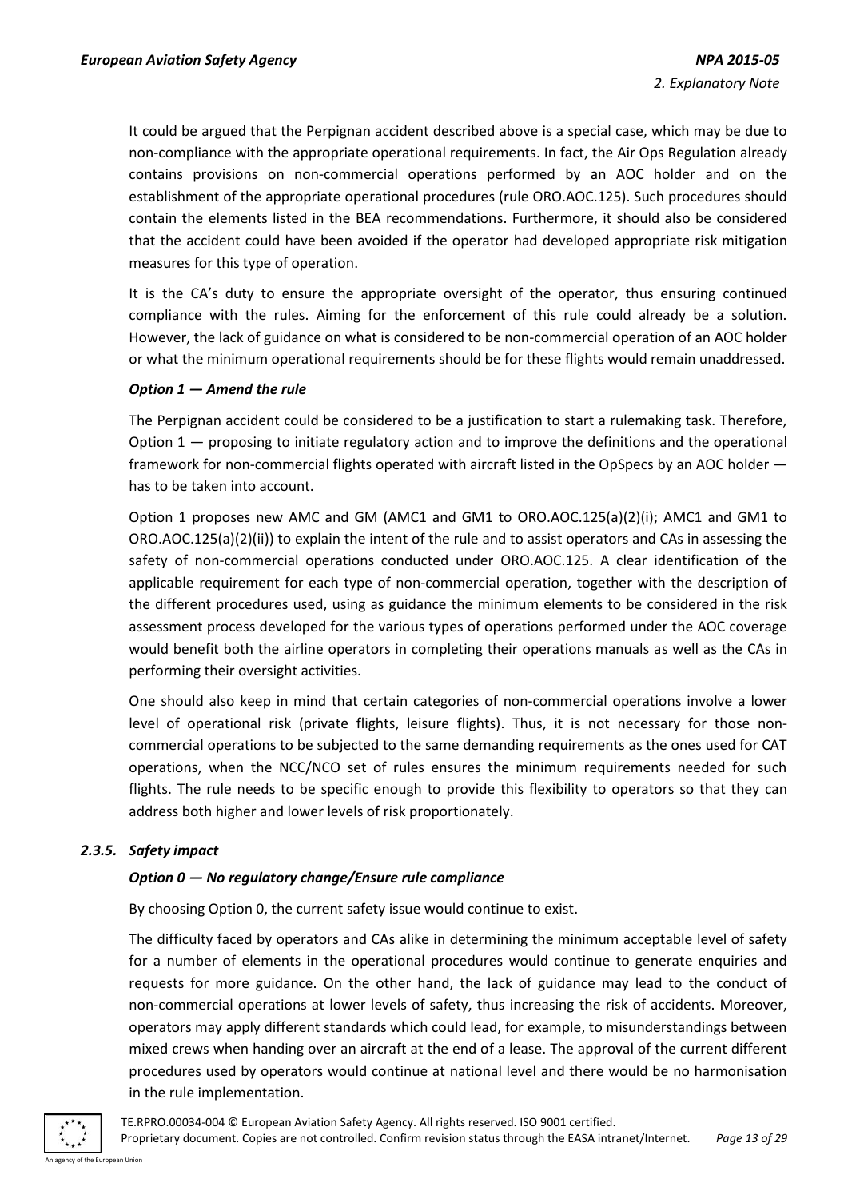It could be argued that the Perpignan accident described above is a special case, which may be due to non-compliance with the appropriate operational requirements. In fact, the Air Ops Regulation already contains provisions on non-commercial operations performed by an AOC holder and on the establishment of the appropriate operational procedures (rule ORO.AOC.125). Such procedures should contain the elements listed in the BEA recommendations. Furthermore, it should also be considered that the accident could have been avoided if the operator had developed appropriate risk mitigation measures for this type of operation.

It is the CA's duty to ensure the appropriate oversight of the operator, thus ensuring continued compliance with the rules. Aiming for the enforcement of this rule could already be a solution. However, the lack of guidance on what is considered to be non-commercial operation of an AOC holder or what the minimum operational requirements should be for these flights would remain unaddressed.

***Option 1 — Amend the rule***

The Perpignan accident could be considered to be a justification to start a rulemaking task. Therefore, Option 1 — proposing to initiate regulatory action and to improve the definitions and the operational framework for non-commercial flights operated with aircraft listed in the OpSpecs by an AOC holder — has to be taken into account.

Option 1 proposes new AMC and GM (AMC1 and GM1 to ORO.AOC.125(a)(2)(i); AMC1 and GM1 to ORO.AOC.125(a)(2)(ii)) to explain the intent of the rule and to assist operators and CAs in assessing the safety of non-commercial operations conducted under ORO.AOC.125. A clear identification of the applicable requirement for each type of non-commercial operation, together with the description of the different procedures used, using as guidance the minimum elements to be considered in the risk assessment process developed for the various types of operations performed under the AOC coverage would benefit both the airline operators in completing their operations manuals as well as the CAs in performing their oversight activities.

One should also keep in mind that certain categories of non-commercial operations involve a lower level of operational risk (private flights, leisure flights). Thus, it is not necessary for those non-commercial operations to be subjected to the same demanding requirements as the ones used for CAT operations, when the NCC/NCO set of rules ensures the minimum requirements needed for such flights. The rule needs to be specific enough to provide this flexibility to operators so that they can address both higher and lower levels of risk proportionately.

### *2.3.5. Safety impact*

***Option 0 — No regulatory change/Ensure rule compliance***

By choosing Option 0, the current safety issue would continue to exist.

The difficulty faced by operators and CAs alike in determining the minimum acceptable level of safety for a number of elements in the operational procedures would continue to generate enquiries and requests for more guidance. On the other hand, the lack of guidance may lead to the conduct of non-commercial operations at lower levels of safety, thus increasing the risk of accidents. Moreover, operators may apply different standards which could lead, for example, to misunderstandings between mixed crews when handing over an aircraft at the end of a lease. The approval of the current different procedures used by operators would continue at national level and there would be no harmonisation in the rule implementation.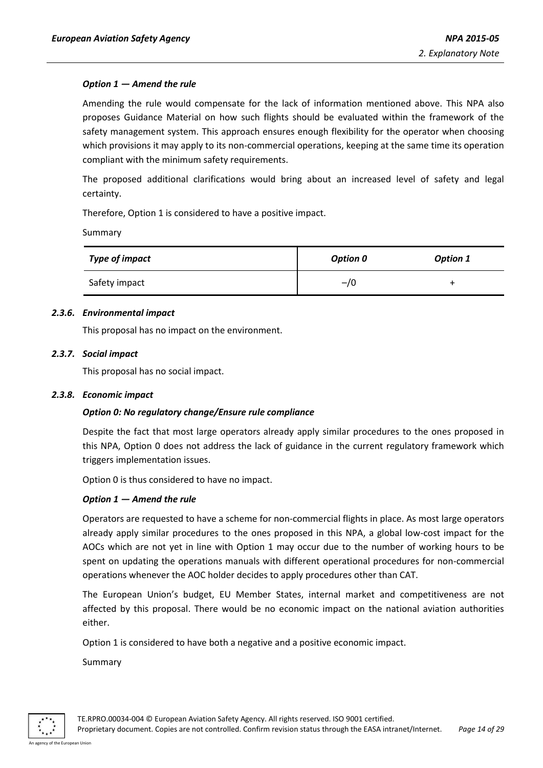*Option 1 — Amend the rule*

Amending the rule would compensate for the lack of information mentioned above. This NPA also proposes Guidance Material on how such flights should be evaluated within the framework of the safety management system. This approach ensures enough flexibility for the operator when choosing which provisions it may apply to its non-commercial operations, keeping at the same time its operation compliant with the minimum safety requirements.

The proposed additional clarifications would bring about an increased level of safety and legal certainty.

Therefore, Option 1 is considered to have a positive impact.

Summary

| *Type of impact* | *Option 0* | *Option 1* |
|---|---|---|
| Safety impact | –/0 | + |

### *2.3.6. Environmental impact*

This proposal has no impact on the environment.

### *2.3.7. Social impact*

This proposal has no social impact.

### *2.3.8. Economic impact*

*Option 0: No regulatory change/Ensure rule compliance*

Despite the fact that most large operators already apply similar procedures to the ones proposed in this NPA, Option 0 does not address the lack of guidance in the current regulatory framework which triggers implementation issues.

Option 0 is thus considered to have no impact.

*Option 1 — Amend the rule*

Operators are requested to have a scheme for non-commercial flights in place. As most large operators already apply similar procedures to the ones proposed in this NPA, a global low-cost impact for the AOCs which are not yet in line with Option 1 may occur due to the number of working hours to be spent on updating the operations manuals with different operational procedures for non-commercial operations whenever the AOC holder decides to apply procedures other than CAT.

The European Union's budget, EU Member States, internal market and competitiveness are not affected by this proposal. There would be no economic impact on the national aviation authorities either.

Option 1 is considered to have both a negative and a positive economic impact.

Summary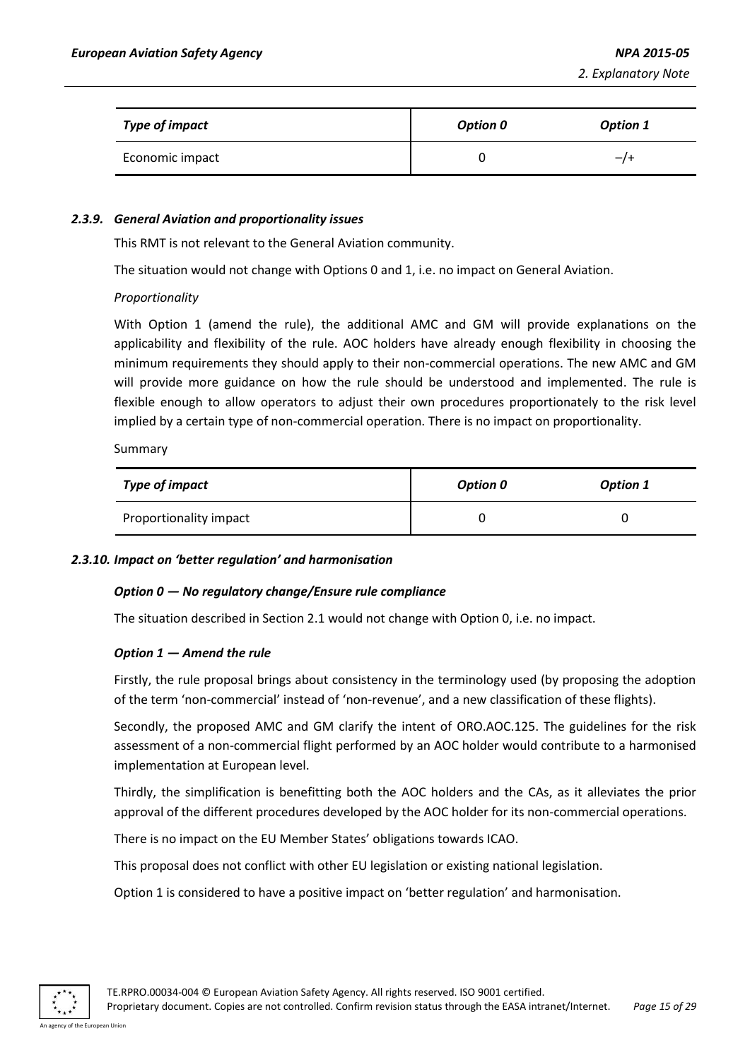| *Type of impact* | *Option 0* | *Option 1* |
|---|---|---|
| Economic impact | 0 | –/+ |

#### *2.3.9. General Aviation and proportionality issues*

This RMT is not relevant to the General Aviation community.

The situation would not change with Options 0 and 1, i.e. no impact on General Aviation.

*Proportionality*

With Option 1 (amend the rule), the additional AMC and GM will provide explanations on the applicability and flexibility of the rule. AOC holders have already enough flexibility in choosing the minimum requirements they should apply to their non-commercial operations. The new AMC and GM will provide more guidance on how the rule should be understood and implemented. The rule is flexible enough to allow operators to adjust their own procedures proportionately to the risk level implied by a certain type of non-commercial operation. There is no impact on proportionality.

Summary

| *Type of impact* | *Option 0* | *Option 1* |
|---|---|---|
| Proportionality impact | 0 | 0 |

#### *2.3.10. Impact on 'better regulation' and harmonisation*

***Option 0 — No regulatory change/Ensure rule compliance***

The situation described in Section 2.1 would not change with Option 0, i.e. no impact.

***Option 1 — Amend the rule***

Firstly, the rule proposal brings about consistency in the terminology used (by proposing the adoption of the term 'non-commercial' instead of 'non-revenue', and a new classification of these flights).

Secondly, the proposed AMC and GM clarify the intent of ORO.AOC.125. The guidelines for the risk assessment of a non-commercial flight performed by an AOC holder would contribute to a harmonised implementation at European level.

Thirdly, the simplification is benefitting both the AOC holders and the CAs, as it alleviates the prior approval of the different procedures developed by the AOC holder for its non-commercial operations.

There is no impact on the EU Member States' obligations towards ICAO.

This proposal does not conflict with other EU legislation or existing national legislation.

Option 1 is considered to have a positive impact on 'better regulation' and harmonisation.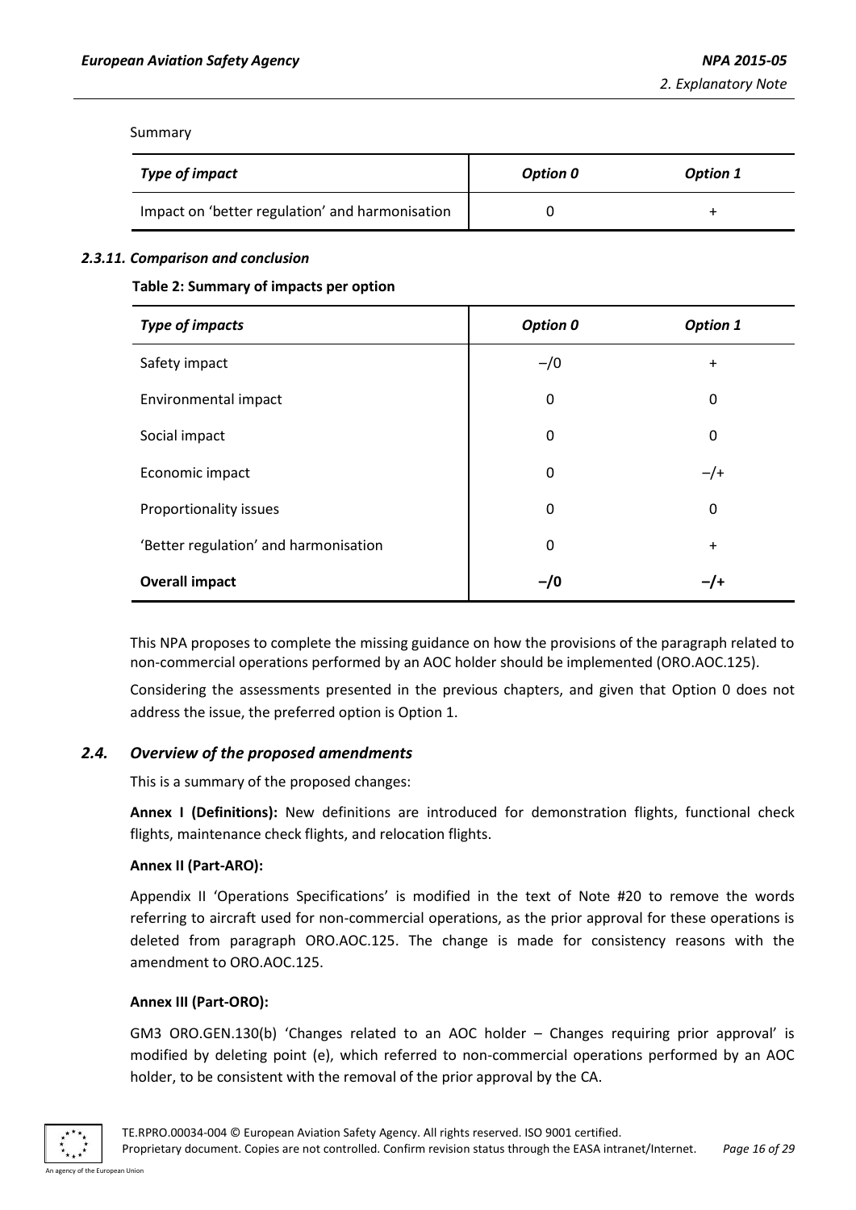Summary

| *Type of impact* | *Option 0* | *Option 1* |
| --- | --- | --- |
| Impact on 'better regulation' and harmonisation | 0 | + |

#### *2.3.11. Comparison and conclusion*

**Table 2: Summary of impacts per option**

| *Type of impacts* | *Option 0* | *Option 1* |
| --- | --- | --- |
| Safety impact | −/0 | + |
| Environmental impact | 0 | 0 |
| Social impact | 0 | 0 |
| Economic impact | 0 | −/+ |
| Proportionality issues | 0 | 0 |
| 'Better regulation' and harmonisation | 0 | + |
| **Overall impact** | **−/0** | **−/+** |

This NPA proposes to complete the missing guidance on how the provisions of the paragraph related to non-commercial operations performed by an AOC holder should be implemented (ORO.AOC.125).

Considering the assessments presented in the previous chapters, and given that Option 0 does not address the issue, the preferred option is Option 1.

### *2.4. Overview of the proposed amendments*

This is a summary of the proposed changes:

**Annex I (Definitions):** New definitions are introduced for demonstration flights, functional check flights, maintenance check flights, and relocation flights.

**Annex II (Part-ARO):**

Appendix II 'Operations Specifications' is modified in the text of Note #20 to remove the words referring to aircraft used for non-commercial operations, as the prior approval for these operations is deleted from paragraph ORO.AOC.125. The change is made for consistency reasons with the amendment to ORO.AOC.125.

**Annex III (Part-ORO):**

GM3 ORO.GEN.130(b) 'Changes related to an AOC holder – Changes requiring prior approval' is modified by deleting point (e), which referred to non-commercial operations performed by an AOC holder, to be consistent with the removal of the prior approval by the CA.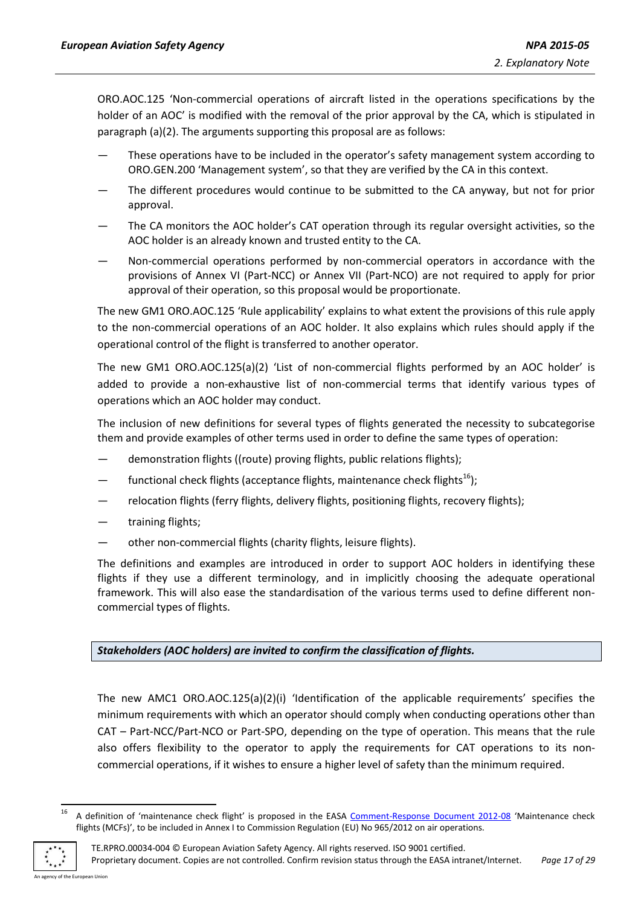ORO.AOC.125 'Non-commercial operations of aircraft listed in the operations specifications by the holder of an AOC' is modified with the removal of the prior approval by the CA, which is stipulated in paragraph (a)(2). The arguments supporting this proposal are as follows:

- These operations have to be included in the operator's safety management system according to ORO.GEN.200 'Management system', so that they are verified by the CA in this context.
- The different procedures would continue to be submitted to the CA anyway, but not for prior approval.
- The CA monitors the AOC holder's CAT operation through its regular oversight activities, so the AOC holder is an already known and trusted entity to the CA.
- Non-commercial operations performed by non-commercial operators in accordance with the provisions of Annex VI (Part-NCC) or Annex VII (Part-NCO) are not required to apply for prior approval of their operation, so this proposal would be proportionate.

The new GM1 ORO.AOC.125 'Rule applicability' explains to what extent the provisions of this rule apply to the non-commercial operations of an AOC holder. It also explains which rules should apply if the operational control of the flight is transferred to another operator.

The new GM1 ORO.AOC.125(a)(2) 'List of non-commercial flights performed by an AOC holder' is added to provide a non-exhaustive list of non-commercial terms that identify various types of operations which an AOC holder may conduct.

The inclusion of new definitions for several types of flights generated the necessity to subcategorise them and provide examples of other terms used in order to define the same types of operation:

- demonstration flights ((route) proving flights, public relations flights);
- functional check flights (acceptance flights, maintenance check flights[16]);
- relocation flights (ferry flights, delivery flights, positioning flights, recovery flights);
- training flights;
- other non-commercial flights (charity flights, leisure flights).

The definitions and examples are introduced in order to support AOC holders in identifying these flights if they use a different terminology, and in implicitly choosing the adequate operational framework. This will also ease the standardisation of the various terms used to define different non-commercial types of flights.

***Stakeholders (AOC holders) are invited to confirm the classification of flights.***

The new AMC1 ORO.AOC.125(a)(2)(i) 'Identification of the applicable requirements' specifies the minimum requirements with which an operator should comply when conducting operations other than CAT – Part-NCC/Part-NCO or Part-SPO, depending on the type of operation. This means that the rule also offers flexibility to the operator to apply the requirements for CAT operations to its non-commercial operations, if it wishes to ensure a higher level of safety than the minimum required.

[16] A definition of 'maintenance check flight' is proposed in the EASA Comment-Response Document 2012-08 'Maintenance check flights (MCFs)', to be included in Annex I to Commission Regulation (EU) No 965/2012 on air operations.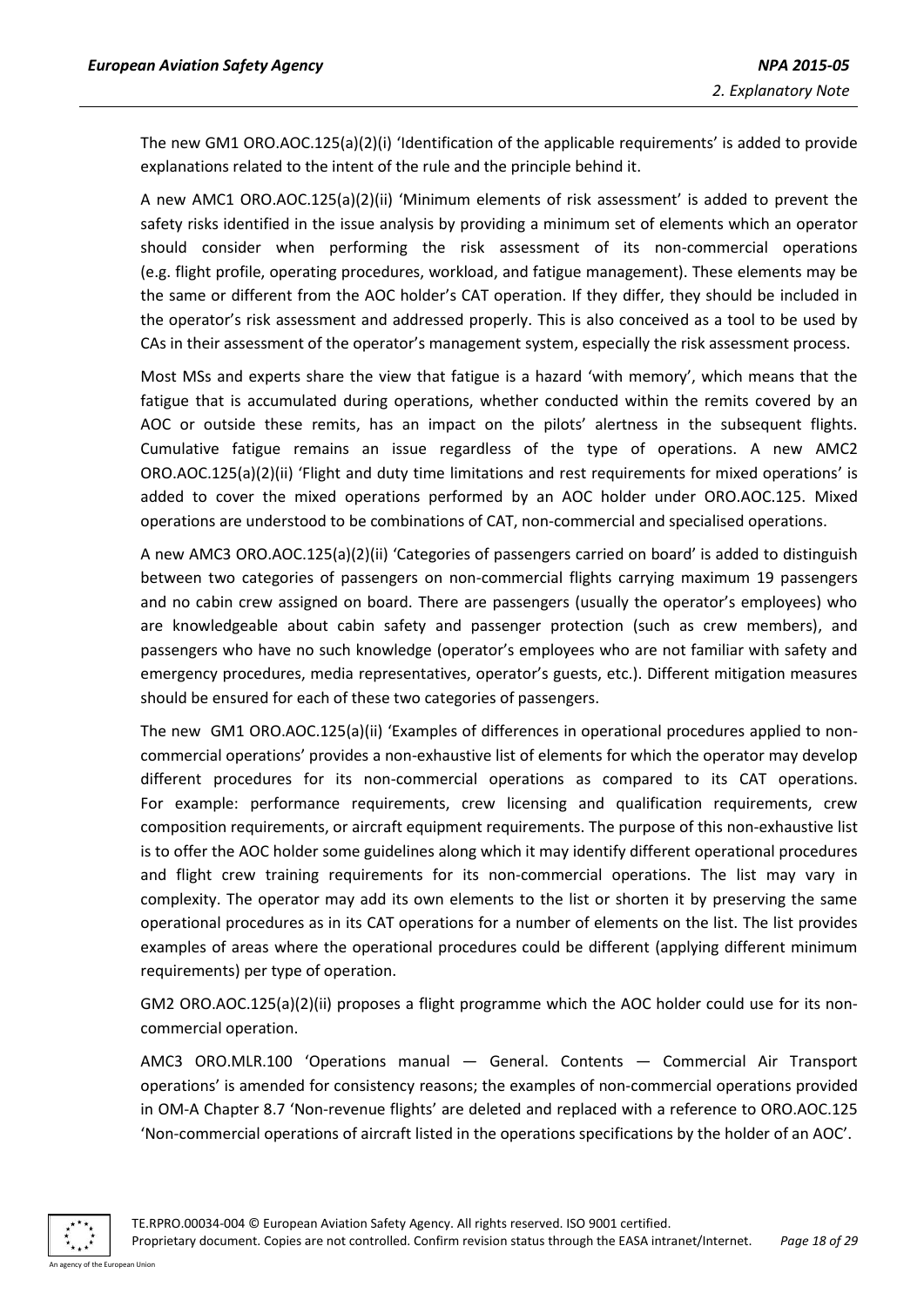The new GM1 ORO.AOC.125(a)(2)(i) 'Identification of the applicable requirements' is added to provide explanations related to the intent of the rule and the principle behind it.

A new AMC1 ORO.AOC.125(a)(2)(ii) 'Minimum elements of risk assessment' is added to prevent the safety risks identified in the issue analysis by providing a minimum set of elements which an operator should consider when performing the risk assessment of its non-commercial operations (e.g. flight profile, operating procedures, workload, and fatigue management). These elements may be the same or different from the AOC holder's CAT operation. If they differ, they should be included in the operator's risk assessment and addressed properly. This is also conceived as a tool to be used by CAs in their assessment of the operator's management system, especially the risk assessment process.

Most MSs and experts share the view that fatigue is a hazard 'with memory', which means that the fatigue that is accumulated during operations, whether conducted within the remits covered by an AOC or outside these remits, has an impact on the pilots' alertness in the subsequent flights. Cumulative fatigue remains an issue regardless of the type of operations. A new AMC2 ORO.AOC.125(a)(2)(ii) 'Flight and duty time limitations and rest requirements for mixed operations' is added to cover the mixed operations performed by an AOC holder under ORO.AOC.125. Mixed operations are understood to be combinations of CAT, non-commercial and specialised operations.

A new AMC3 ORO.AOC.125(a)(2)(ii) 'Categories of passengers carried on board' is added to distinguish between two categories of passengers on non-commercial flights carrying maximum 19 passengers and no cabin crew assigned on board. There are passengers (usually the operator's employees) who are knowledgeable about cabin safety and passenger protection (such as crew members), and passengers who have no such knowledge (operator's employees who are not familiar with safety and emergency procedures, media representatives, operator's guests, etc.). Different mitigation measures should be ensured for each of these two categories of passengers.

The new GM1 ORO.AOC.125(a)(ii) 'Examples of differences in operational procedures applied to non-commercial operations' provides a non-exhaustive list of elements for which the operator may develop different procedures for its non-commercial operations as compared to its CAT operations. For example: performance requirements, crew licensing and qualification requirements, crew composition requirements, or aircraft equipment requirements. The purpose of this non-exhaustive list is to offer the AOC holder some guidelines along which it may identify different operational procedures and flight crew training requirements for its non-commercial operations. The list may vary in complexity. The operator may add its own elements to the list or shorten it by preserving the same operational procedures as in its CAT operations for a number of elements on the list. The list provides examples of areas where the operational procedures could be different (applying different minimum requirements) per type of operation.

GM2 ORO.AOC.125(a)(2)(ii) proposes a flight programme which the AOC holder could use for its non-commercial operation.

AMC3 ORO.MLR.100 'Operations manual — General. Contents — Commercial Air Transport operations' is amended for consistency reasons; the examples of non-commercial operations provided in OM-A Chapter 8.7 'Non-revenue flights' are deleted and replaced with a reference to ORO.AOC.125 'Non-commercial operations of aircraft listed in the operations specifications by the holder of an AOC'.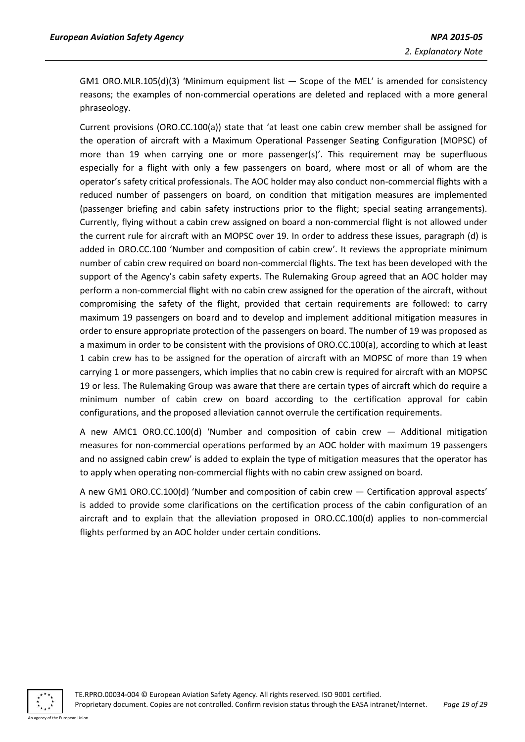GM1 ORO.MLR.105(d)(3) 'Minimum equipment list — Scope of the MEL' is amended for consistency reasons; the examples of non-commercial operations are deleted and replaced with a more general phraseology.

Current provisions (ORO.CC.100(a)) state that 'at least one cabin crew member shall be assigned for the operation of aircraft with a Maximum Operational Passenger Seating Configuration (MOPSC) of more than 19 when carrying one or more passenger(s)'. This requirement may be superfluous especially for a flight with only a few passengers on board, where most or all of whom are the operator's safety critical professionals. The AOC holder may also conduct non-commercial flights with a reduced number of passengers on board, on condition that mitigation measures are implemented (passenger briefing and cabin safety instructions prior to the flight; special seating arrangements). Currently, flying without a cabin crew assigned on board a non-commercial flight is not allowed under the current rule for aircraft with an MOPSC over 19. In order to address these issues, paragraph (d) is added in ORO.CC.100 'Number and composition of cabin crew'. It reviews the appropriate minimum number of cabin crew required on board non-commercial flights. The text has been developed with the support of the Agency's cabin safety experts. The Rulemaking Group agreed that an AOC holder may perform a non-commercial flight with no cabin crew assigned for the operation of the aircraft, without compromising the safety of the flight, provided that certain requirements are followed: to carry maximum 19 passengers on board and to develop and implement additional mitigation measures in order to ensure appropriate protection of the passengers on board. The number of 19 was proposed as a maximum in order to be consistent with the provisions of ORO.CC.100(a), according to which at least 1 cabin crew has to be assigned for the operation of aircraft with an MOPSC of more than 19 when carrying 1 or more passengers, which implies that no cabin crew is required for aircraft with an MOPSC 19 or less. The Rulemaking Group was aware that there are certain types of aircraft which do require a minimum number of cabin crew on board according to the certification approval for cabin configurations, and the proposed alleviation cannot overrule the certification requirements.

A new AMC1 ORO.CC.100(d) 'Number and composition of cabin crew — Additional mitigation measures for non-commercial operations performed by an AOC holder with maximum 19 passengers and no assigned cabin crew' is added to explain the type of mitigation measures that the operator has to apply when operating non-commercial flights with no cabin crew assigned on board.

A new GM1 ORO.CC.100(d) 'Number and composition of cabin crew — Certification approval aspects' is added to provide some clarifications on the certification process of the cabin configuration of an aircraft and to explain that the alleviation proposed in ORO.CC.100(d) applies to non-commercial flights performed by an AOC holder under certain conditions.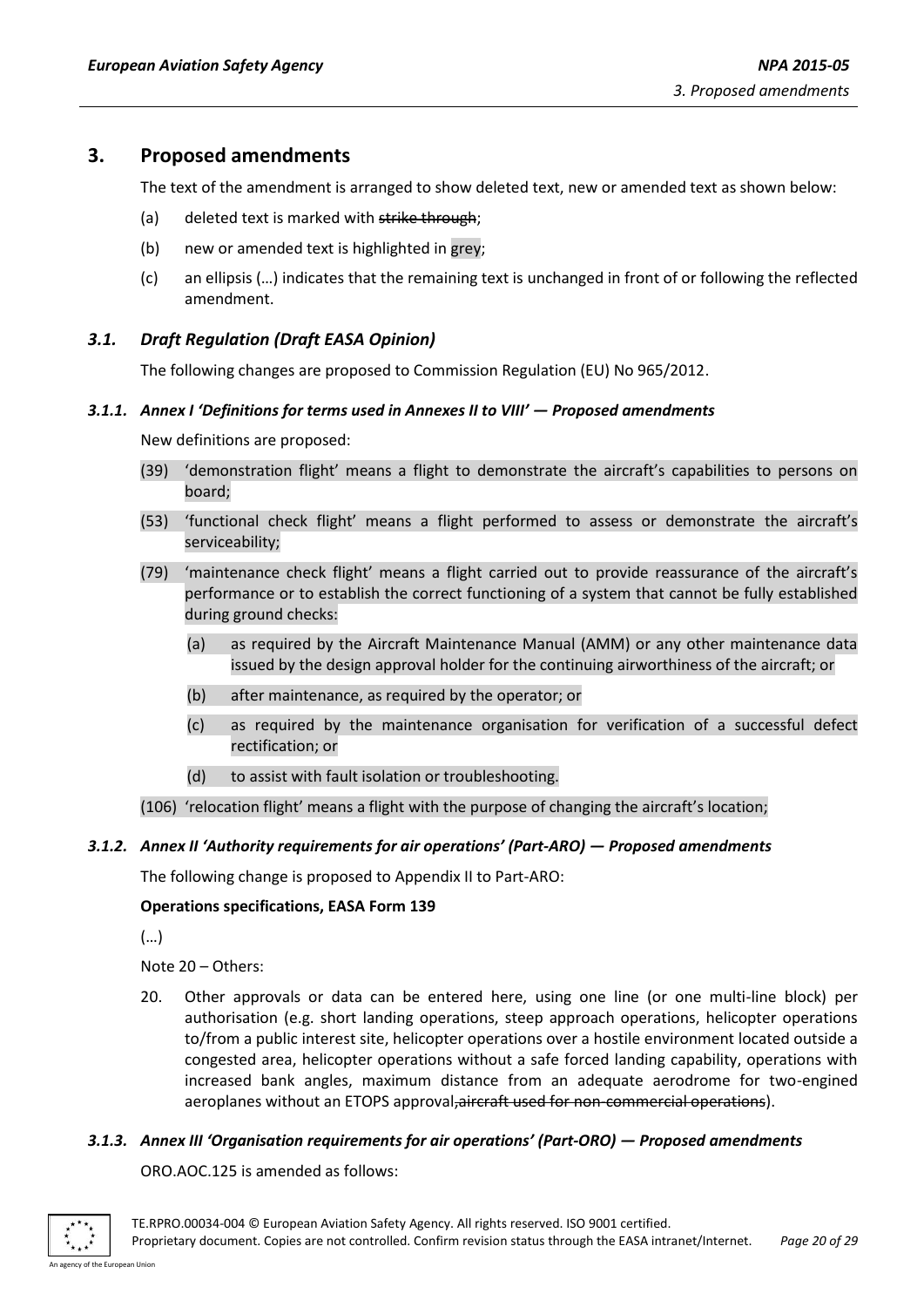# 3. Proposed amendments

The text of the amendment is arranged to show deleted text, new or amended text as shown below:

(a) deleted text is marked with ~~strike through~~;

(b) new or amended text is highlighted in grey;

(c) an ellipsis (…) indicates that the remaining text is unchanged in front of or following the reflected amendment.

## *3.1. Draft Regulation (Draft EASA Opinion)*

The following changes are proposed to Commission Regulation (EU) No 965/2012.

### *3.1.1. Annex I 'Definitions for terms used in Annexes II to VIII' — Proposed amendments*

New definitions are proposed:

(39) 'demonstration flight' means a flight to demonstrate the aircraft's capabilities to persons on board;

(53) 'functional check flight' means a flight performed to assess or demonstrate the aircraft's serviceability;

(79) 'maintenance check flight' means a flight carried out to provide reassurance of the aircraft's performance or to establish the correct functioning of a system that cannot be fully established during ground checks:

- (a) as required by the Aircraft Maintenance Manual (AMM) or any other maintenance data issued by the design approval holder for the continuing airworthiness of the aircraft; or
- (b) after maintenance, as required by the operator; or
- (c) as required by the maintenance organisation for verification of a successful defect rectification; or
- (d) to assist with fault isolation or troubleshooting.

(106) 'relocation flight' means a flight with the purpose of changing the aircraft's location;

### *3.1.2. Annex II 'Authority requirements for air operations' (Part-ARO) — Proposed amendments*

The following change is proposed to Appendix II to Part-ARO:

**Operations specifications, EASA Form 139**

(…)

Note 20 – Others:

20. Other approvals or data can be entered here, using one line (or one multi-line block) per authorisation (e.g. short landing operations, steep approach operations, helicopter operations to/from a public interest site, helicopter operations over a hostile environment located outside a congested area, helicopter operations without a safe forced landing capability, operations with increased bank angles, maximum distance from an adequate aerodrome for two-engined aeroplanes without an ETOPS approval~~, aircraft used for non-commercial operations~~).

### *3.1.3. Annex III 'Organisation requirements for air operations' (Part-ORO) — Proposed amendments*

ORO.AOC.125 is amended as follows: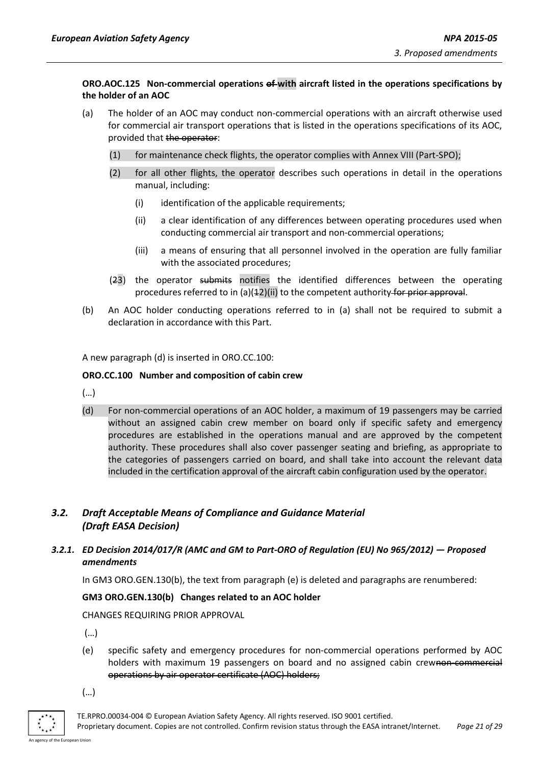**ORO.AOC.125 Non-commercial operations ~~of~~ with aircraft listed in the operations specifications by the holder of an AOC**

(a) The holder of an AOC may conduct non-commercial operations with an aircraft otherwise used for commercial air transport operations that is listed in the operations specifications of its AOC, provided that ~~the operator~~:

(1) for maintenance check flights, the operator complies with Annex VIII (Part-SPO);

(2) for all other flights, the operator describes such operations in detail in the operations manual, including:

(i) identification of the applicable requirements;

(ii) a clear identification of any differences between operating procedures used when conducting commercial air transport and non-commercial operations;

(iii) a means of ensuring that all personnel involved in the operation are fully familiar with the associated procedures;

(~~2~~3) the operator ~~submits~~ notifies the identified differences between the operating procedures referred to in (a)(~~1~~2)(ii) to the competent authority ~~for prior approval~~.

(b) An AOC holder conducting operations referred to in (a) shall not be required to submit a declaration in accordance with this Part.

A new paragraph (d) is inserted in ORO.CC.100:

**ORO.CC.100 Number and composition of cabin crew**

(…)

(d) For non-commercial operations of an AOC holder, a maximum of 19 passengers may be carried without an assigned cabin crew member on board only if specific safety and emergency procedures are established in the operations manual and are approved by the competent authority. These procedures shall also cover passenger seating and briefing, as appropriate to the categories of passengers carried on board, and shall take into account the relevant data included in the certification approval of the aircraft cabin configuration used by the operator.

## *3.2. Draft Acceptable Means of Compliance and Guidance Material (Draft EASA Decision)*

### *3.2.1. ED Decision 2014/017/R (AMC and GM to Part-ORO of Regulation (EU) No 965/2012) — Proposed amendments*

In GM3 ORO.GEN.130(b), the text from paragraph (e) is deleted and paragraphs are renumbered:

**GM3 ORO.GEN.130(b) Changes related to an AOC holder**

CHANGES REQUIRING PRIOR APPROVAL

(…)

(e) specific safety and emergency procedures for non-commercial operations performed by AOC holders with maximum 19 passengers on board and no assigned cabin crew~~non-commercial operations by air operator certificate (AOC) holders;~~

(…)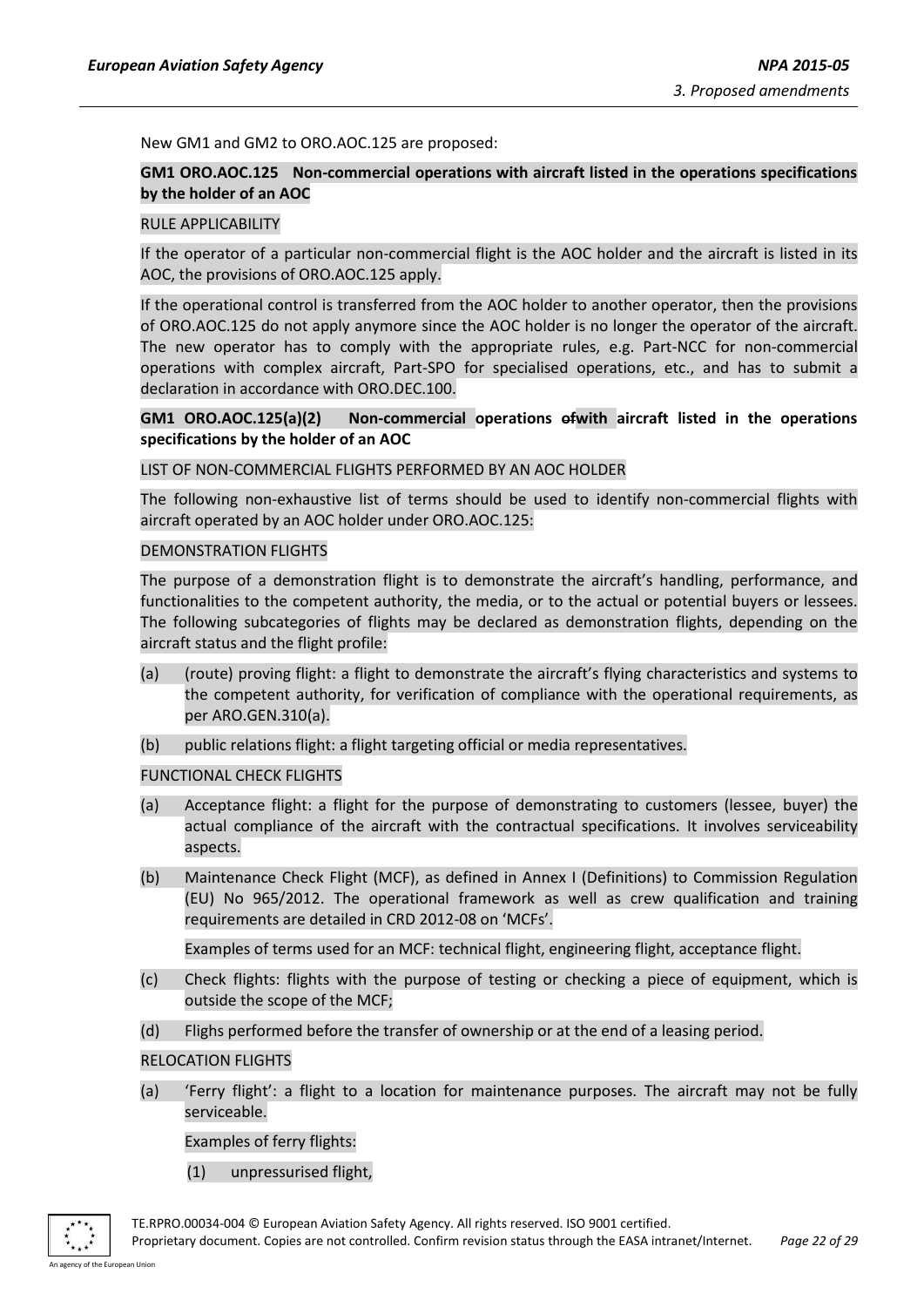New GM1 and GM2 to ORO.AOC.125 are proposed:

**GM1 ORO.AOC.125 Non-commercial operations with aircraft listed in the operations specifications by the holder of an AOC**

RULE APPLICABILITY

If the operator of a particular non-commercial flight is the AOC holder and the aircraft is listed in its AOC, the provisions of ORO.AOC.125 apply.

If the operational control is transferred from the AOC holder to another operator, then the provisions of ORO.AOC.125 do not apply anymore since the AOC holder is no longer the operator of the aircraft. The new operator has to comply with the appropriate rules, e.g. Part-NCC for non-commercial operations with complex aircraft, Part-SPO for specialised operations, etc., and has to submit a declaration in accordance with ORO.DEC.100.

**GM1 ORO.AOC.125(a)(2) Non-commercial operations ~~of~~with aircraft listed in the operations specifications by the holder of an AOC**

LIST OF NON-COMMERCIAL FLIGHTS PERFORMED BY AN AOC HOLDER

The following non-exhaustive list of terms should be used to identify non-commercial flights with aircraft operated by an AOC holder under ORO.AOC.125:

DEMONSTRATION FLIGHTS

The purpose of a demonstration flight is to demonstrate the aircraft's handling, performance, and functionalities to the competent authority, the media, or to the actual or potential buyers or lessees. The following subcategories of flights may be declared as demonstration flights, depending on the aircraft status and the flight profile:

(a) (route) proving flight: a flight to demonstrate the aircraft's flying characteristics and systems to the competent authority, for verification of compliance with the operational requirements, as per ARO.GEN.310(a).

(b) public relations flight: a flight targeting official or media representatives.

FUNCTIONAL CHECK FLIGHTS

(a) Acceptance flight: a flight for the purpose of demonstrating to customers (lessee, buyer) the actual compliance of the aircraft with the contractual specifications. It involves serviceability aspects.

(b) Maintenance Check Flight (MCF), as defined in Annex I (Definitions) to Commission Regulation (EU) No 965/2012. The operational framework as well as crew qualification and training requirements are detailed in CRD 2012-08 on 'MCFs'.

    Examples of terms used for an MCF: technical flight, engineering flight, acceptance flight.

(c) Check flights: flights with the purpose of testing or checking a piece of equipment, which is outside the scope of the MCF;

(d) Fligh­s performed before the transfer of ownership or at the end of a leasing period.

RELOCATION FLIGHTS

(a) 'Ferry flight': a flight to a location for maintenance purposes. The aircraft may not be fully serviceable.

    Examples of ferry flights:

    (1) unpressurised flight,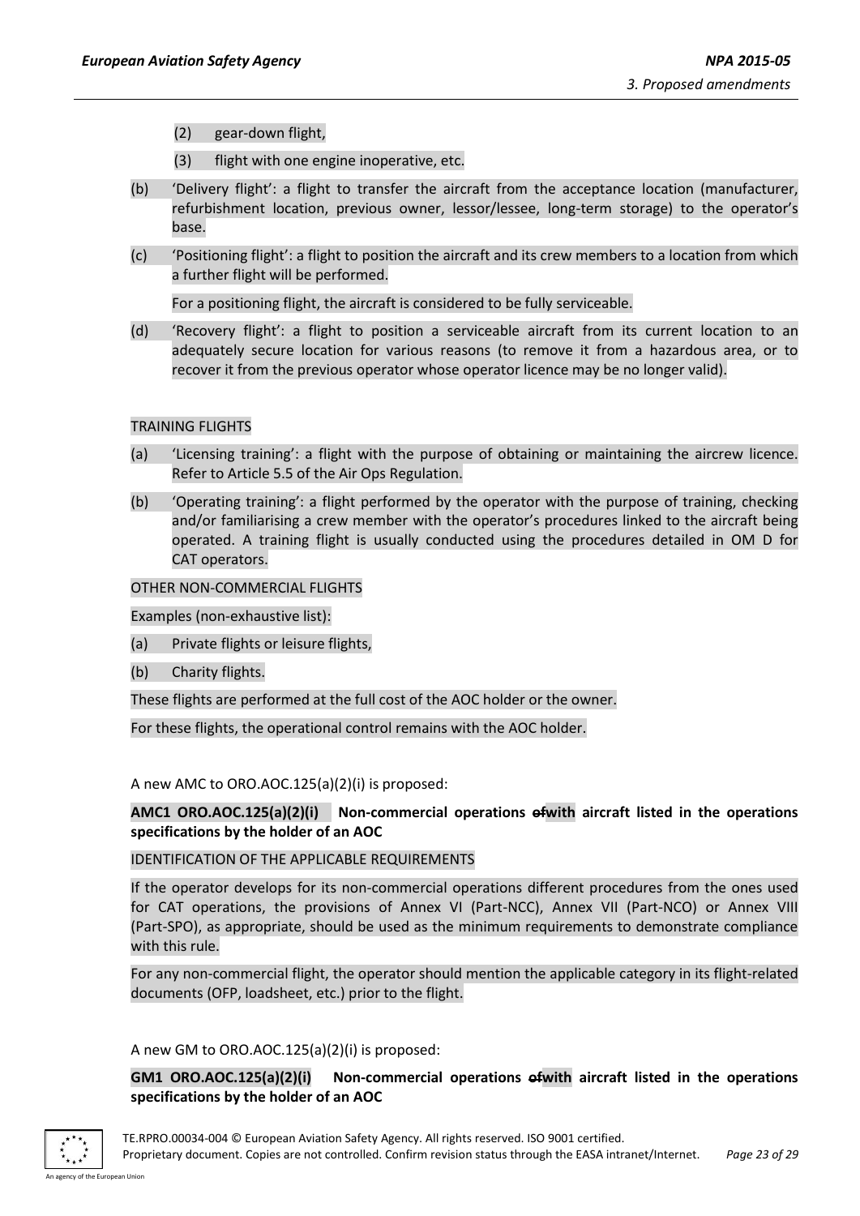(2) gear-down flight,

(3) flight with one engine inoperative, etc.

(b) 'Delivery flight': a flight to transfer the aircraft from the acceptance location (manufacturer, refurbishment location, previous owner, lessor/lessee, long-term storage) to the operator's base.

(c) 'Positioning flight': a flight to position the aircraft and its crew members to a location from which a further flight will be performed.

For a positioning flight, the aircraft is considered to be fully serviceable.

(d) 'Recovery flight': a flight to position a serviceable aircraft from its current location to an adequately secure location for various reasons (to remove it from a hazardous area, or to recover it from the previous operator whose operator licence may be no longer valid).

TRAINING FLIGHTS

(a) 'Licensing training': a flight with the purpose of obtaining or maintaining the aircrew licence. Refer to Article 5.5 of the Air Ops Regulation.

(b) 'Operating training': a flight performed by the operator with the purpose of training, checking and/or familiarising a crew member with the operator's procedures linked to the aircraft being operated. A training flight is usually conducted using the procedures detailed in OM D for CAT operators.

OTHER NON-COMMERCIAL FLIGHTS

Examples (non-exhaustive list):

(a) Private flights or leisure flights,

(b) Charity flights.

These flights are performed at the full cost of the AOC holder or the owner.

For these flights, the operational control remains with the AOC holder.

A new AMC to ORO.AOC.125(a)(2)(i) is proposed:

**AMC1 ORO.AOC.125(a)(2)(i) Non-commercial operations ~~of~~with aircraft listed in the operations specifications by the holder of an AOC**

IDENTIFICATION OF THE APPLICABLE REQUIREMENTS

If the operator develops for its non-commercial operations different procedures from the ones used for CAT operations, the provisions of Annex VI (Part-NCC), Annex VII (Part-NCO) or Annex VIII (Part-SPO), as appropriate, should be used as the minimum requirements to demonstrate compliance with this rule.

For any non-commercial flight, the operator should mention the applicable category in its flight-related documents (OFP, loadsheet, etc.) prior to the flight.

A new GM to ORO.AOC.125(a)(2)(i) is proposed:

**GM1 ORO.AOC.125(a)(2)(i) Non-commercial operations ~~of~~with aircraft listed in the operations specifications by the holder of an AOC**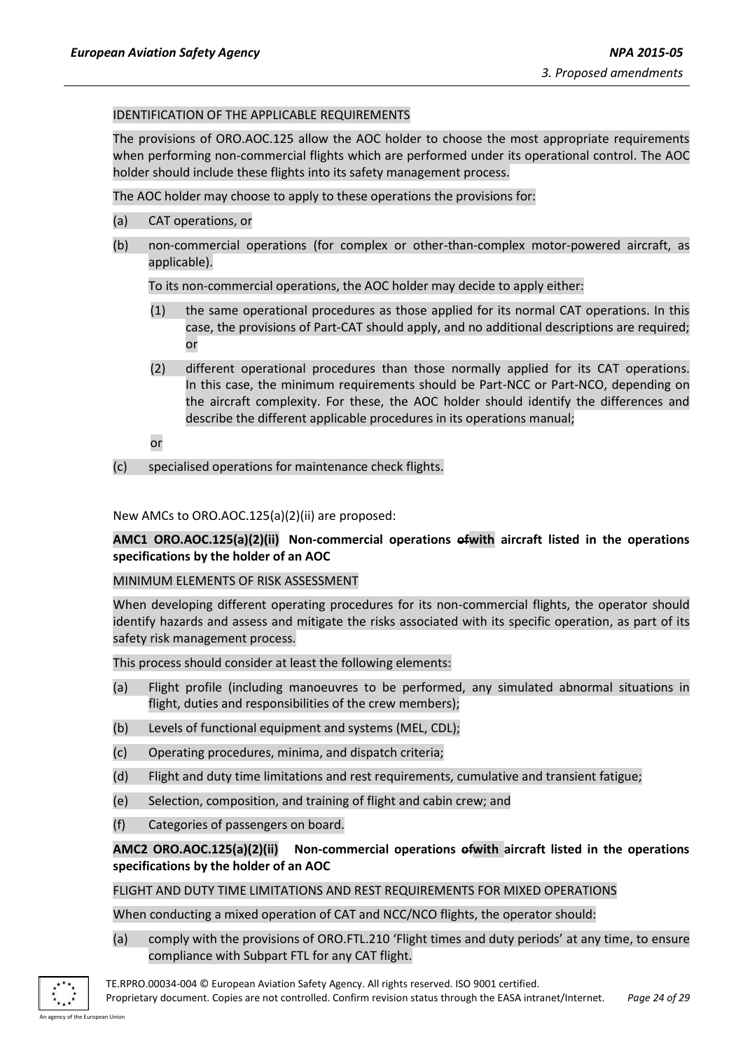IDENTIFICATION OF THE APPLICABLE REQUIREMENTS

The provisions of ORO.AOC.125 allow the AOC holder to choose the most appropriate requirements when performing non-commercial flights which are performed under its operational control. The AOC holder should include these flights into its safety management process.

The AOC holder may choose to apply to these operations the provisions for:

(a) CAT operations, or

(b) non-commercial operations (for complex or other-than-complex motor-powered aircraft, as applicable).

To its non-commercial operations, the AOC holder may decide to apply either:

(1) the same operational procedures as those applied for its normal CAT operations. In this case, the provisions of Part-CAT should apply, and no additional descriptions are required; or

(2) different operational procedures than those normally applied for its CAT operations. In this case, the minimum requirements should be Part-NCC or Part-NCO, depending on the aircraft complexity. For these, the AOC holder should identify the differences and describe the different applicable procedures in its operations manual;

or

(c) specialised operations for maintenance check flights.

New AMCs to ORO.AOC.125(a)(2)(ii) are proposed:

**AMC1 ORO.AOC.125(a)(2)(ii) Non-commercial operations ~~of~~with aircraft listed in the operations specifications by the holder of an AOC**

MINIMUM ELEMENTS OF RISK ASSESSMENT

When developing different operating procedures for its non-commercial flights, the operator should identify hazards and assess and mitigate the risks associated with its specific operation, as part of its safety risk management process.

This process should consider at least the following elements:

(a) Flight profile (including manoeuvres to be performed, any simulated abnormal situations in flight, duties and responsibilities of the crew members);

(b) Levels of functional equipment and systems (MEL, CDL);

(c) Operating procedures, minima, and dispatch criteria;

(d) Flight and duty time limitations and rest requirements, cumulative and transient fatigue;

(e) Selection, composition, and training of flight and cabin crew; and

(f) Categories of passengers on board.

**AMC2 ORO.AOC.125(a)(2)(ii) Non-commercial operations ~~of~~with aircraft listed in the operations specifications by the holder of an AOC**

FLIGHT AND DUTY TIME LIMITATIONS AND REST REQUIREMENTS FOR MIXED OPERATIONS

When conducting a mixed operation of CAT and NCC/NCO flights, the operator should:

(a) comply with the provisions of ORO.FTL.210 'Flight times and duty periods' at any time, to ensure compliance with Subpart FTL for any CAT flight.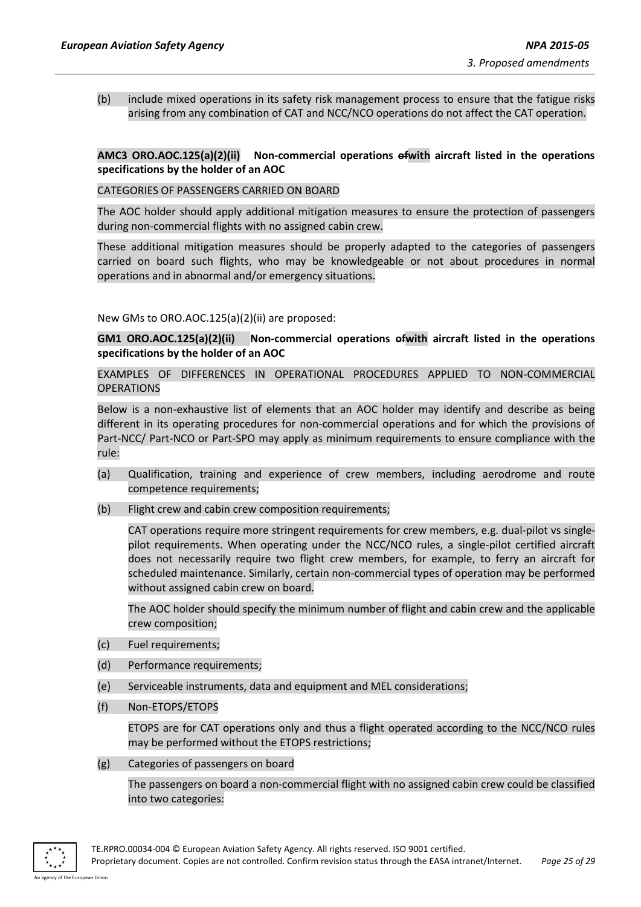(b) include mixed operations in its safety risk management process to ensure that the fatigue risks arising from any combination of CAT and NCC/NCO operations do not affect the CAT operation.

**AMC3 ORO.AOC.125(a)(2)(ii) Non-commercial operations ~~of~~with aircraft listed in the operations specifications by the holder of an AOC**

CATEGORIES OF PASSENGERS CARRIED ON BOARD

The AOC holder should apply additional mitigation measures to ensure the protection of passengers during non-commercial flights with no assigned cabin crew.

These additional mitigation measures should be properly adapted to the categories of passengers carried on board such flights, who may be knowledgeable or not about procedures in normal operations and in abnormal and/or emergency situations.

New GMs to ORO.AOC.125(a)(2)(ii) are proposed:

**GM1 ORO.AOC.125(a)(2)(ii) Non-commercial operations ~~of~~with aircraft listed in the operations specifications by the holder of an AOC**

EXAMPLES OF DIFFERENCES IN OPERATIONAL PROCEDURES APPLIED TO NON-COMMERCIAL OPERATIONS

Below is a non-exhaustive list of elements that an AOC holder may identify and describe as being different in its operating procedures for non-commercial operations and for which the provisions of Part-NCC/ Part-NCO or Part-SPO may apply as minimum requirements to ensure compliance with the rule:

(a) Qualification, training and experience of crew members, including aerodrome and route competence requirements;

(b) Flight crew and cabin crew composition requirements;

CAT operations require more stringent requirements for crew members, e.g. dual-pilot vs single-pilot requirements. When operating under the NCC/NCO rules, a single-pilot certified aircraft does not necessarily require two flight crew members, for example, to ferry an aircraft for scheduled maintenance. Similarly, certain non-commercial types of operation may be performed without assigned cabin crew on board.

The AOC holder should specify the minimum number of flight and cabin crew and the applicable crew composition;

(c) Fuel requirements;

(d) Performance requirements;

(e) Serviceable instruments, data and equipment and MEL considerations;

(f) Non-ETOPS/ETOPS

ETOPS are for CAT operations only and thus a flight operated according to the NCC/NCO rules may be performed without the ETOPS restrictions;

(g) Categories of passengers on board

The passengers on board a non-commercial flight with no assigned cabin crew could be classified into two categories: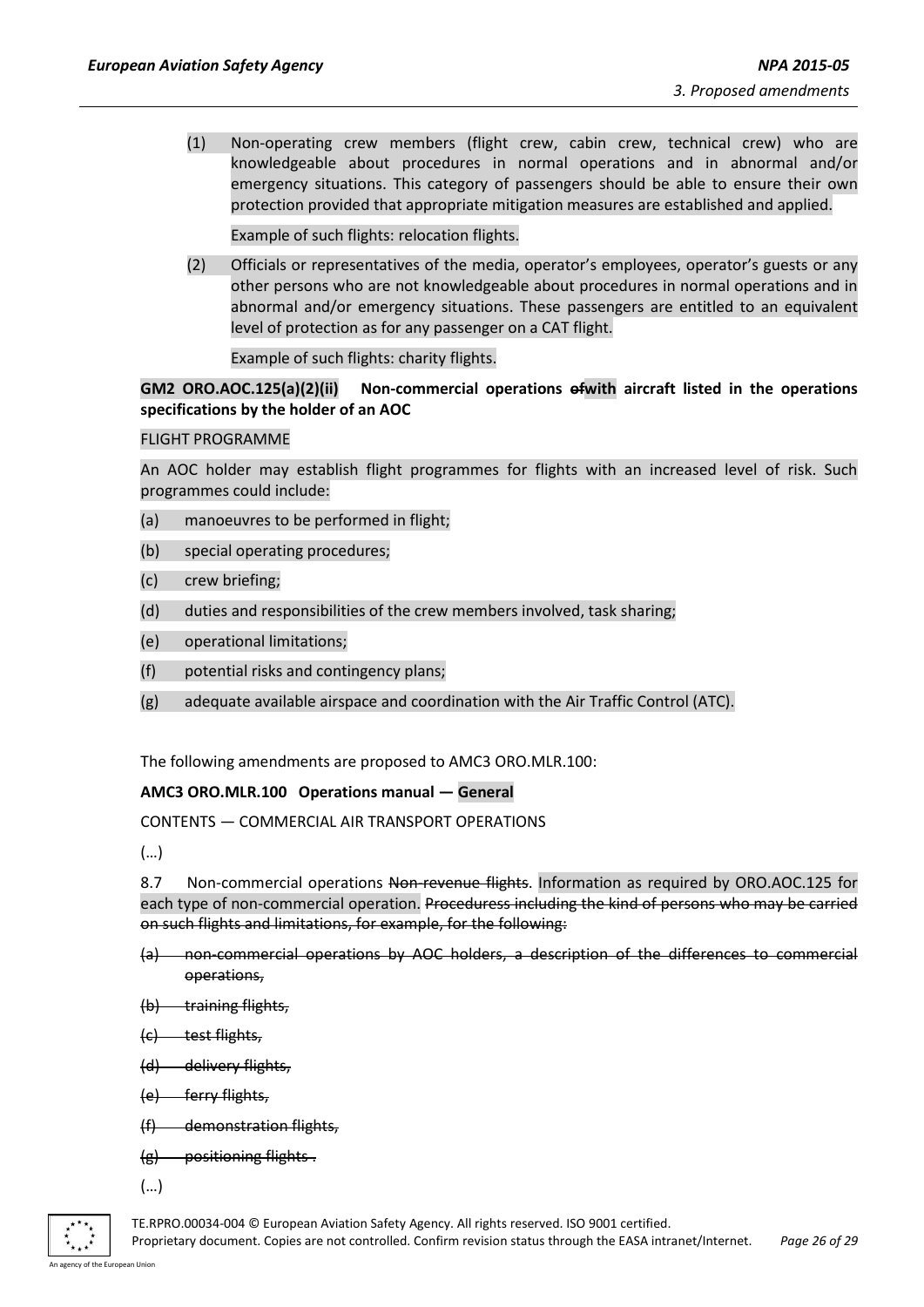(1) Non-operating crew members (flight crew, cabin crew, technical crew) who are knowledgeable about procedures in normal operations and in abnormal and/or emergency situations. This category of passengers should be able to ensure their own protection provided that appropriate mitigation measures are established and applied.

Example of such flights: relocation flights.

(2) Officials or representatives of the media, operator's employees, operator's guests or any other persons who are not knowledgeable about procedures in normal operations and in abnormal and/or emergency situations. These passengers are entitled to an equivalent level of protection as for any passenger on a CAT flight.

Example of such flights: charity flights.

**GM2 ORO.AOC.125(a)(2)(ii) Non-commercial operations ~~of~~with aircraft listed in the operations specifications by the holder of an AOC**

FLIGHT PROGRAMME

An AOC holder may establish flight programmes for flights with an increased level of risk. Such programmes could include:

(a) manoeuvres to be performed in flight;

(b) special operating procedures;

(c) crew briefing;

(d) duties and responsibilities of the crew members involved, task sharing;

(e) operational limitations;

(f) potential risks and contingency plans;

(g) adequate available airspace and coordination with the Air Traffic Control (ATC).

The following amendments are proposed to AMC3 ORO.MLR.100:

**AMC3 ORO.MLR.100 Operations manual — General**

CONTENTS — COMMERCIAL AIR TRANSPORT OPERATIONS

(…)

8.7 Non-commercial operations ~~Non-revenue flights~~. Information as required by ORO.AOC.125 for each type of non-commercial operation. ~~Proceduress including the kind of persons who may be carried on such flights and limitations, for example, for the following:~~

~~(a) non-commercial operations by AOC holders, a description of the differences to commercial operations,~~

~~(b) training flights,~~

~~(c) test flights,~~

~~(d) delivery flights,~~

~~(e) ferry flights,~~

~~(f) demonstration flights,~~

~~(g) positioning flights .~~

(…)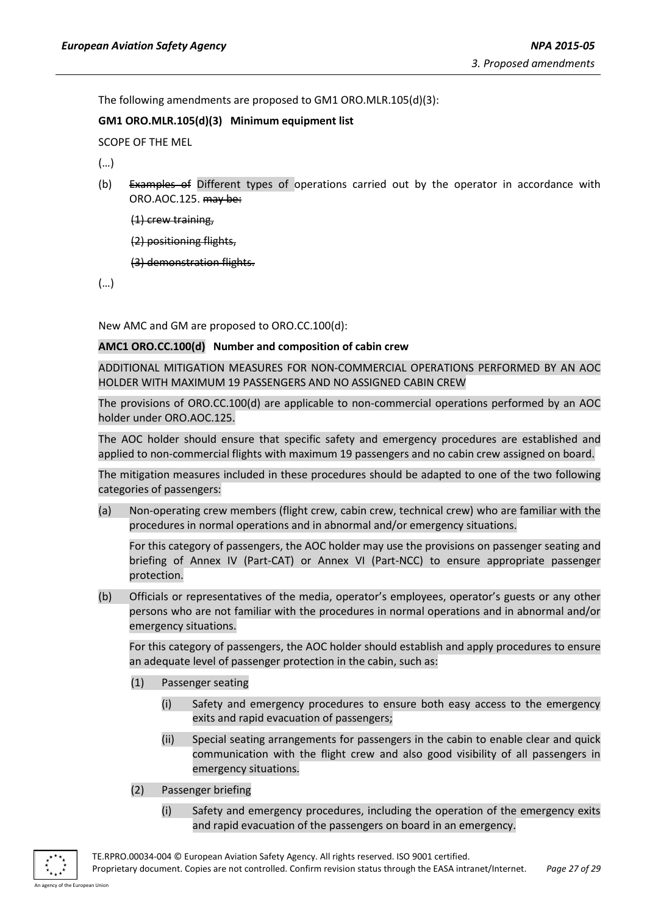The following amendments are proposed to GM1 ORO.MLR.105(d)(3):

**GM1 ORO.MLR.105(d)(3) Minimum equipment list**

SCOPE OF THE MEL

(…)

(b) ~~Examples of~~ Different types of operations carried out by the operator in accordance with ORO.AOC.125. ~~may be:~~

~~(1) crew training,~~

~~(2) positioning flights,~~

~~(3) demonstration flights.~~

(…)

New AMC and GM are proposed to ORO.CC.100(d):

**AMC1 ORO.CC.100(d) Number and composition of cabin crew**

ADDITIONAL MITIGATION MEASURES FOR NON-COMMERCIAL OPERATIONS PERFORMED BY AN AOC HOLDER WITH MAXIMUM 19 PASSENGERS AND NO ASSIGNED CABIN CREW

The provisions of ORO.CC.100(d) are applicable to non-commercial operations performed by an AOC holder under ORO.AOC.125.

The AOC holder should ensure that specific safety and emergency procedures are established and applied to non-commercial flights with maximum 19 passengers and no cabin crew assigned on board.

The mitigation measures included in these procedures should be adapted to one of the two following categories of passengers:

(a) Non-operating crew members (flight crew, cabin crew, technical crew) who are familiar with the procedures in normal operations and in abnormal and/or emergency situations.

For this category of passengers, the AOC holder may use the provisions on passenger seating and briefing of Annex IV (Part-CAT) or Annex VI (Part-NCC) to ensure appropriate passenger protection.

(b) Officials or representatives of the media, operator's employees, operator's guests or any other persons who are not familiar with the procedures in normal operations and in abnormal and/or emergency situations.

For this category of passengers, the AOC holder should establish and apply procedures to ensure an adequate level of passenger protection in the cabin, such as:

(1) Passenger seating

(i) Safety and emergency procedures to ensure both easy access to the emergency exits and rapid evacuation of passengers;

(ii) Special seating arrangements for passengers in the cabin to enable clear and quick communication with the flight crew and also good visibility of all passengers in emergency situations.

(2) Passenger briefing

(i) Safety and emergency procedures, including the operation of the emergency exits and rapid evacuation of the passengers on board in an emergency.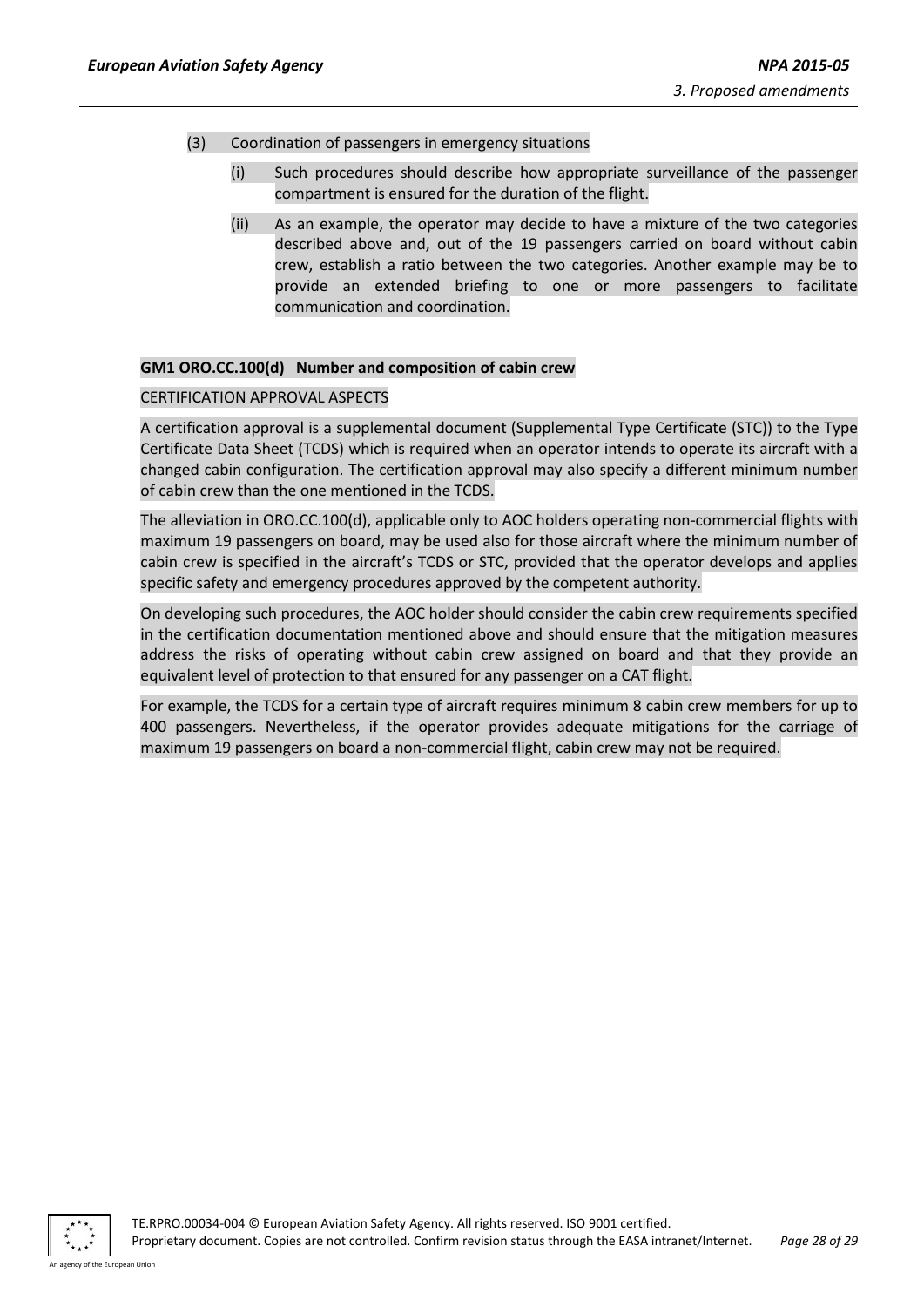(3) Coordination of passengers in emergency situations

(i) Such procedures should describe how appropriate surveillance of the passenger compartment is ensured for the duration of the flight.

(ii) As an example, the operator may decide to have a mixture of the two categories described above and, out of the 19 passengers carried on board without cabin crew, establish a ratio between the two categories. Another example may be to provide an extended briefing to one or more passengers to facilitate communication and coordination.

**GM1 ORO.CC.100(d) Number and composition of cabin crew**

CERTIFICATION APPROVAL ASPECTS

A certification approval is a supplemental document (Supplemental Type Certificate (STC)) to the Type Certificate Data Sheet (TCDS) which is required when an operator intends to operate its aircraft with a changed cabin configuration. The certification approval may also specify a different minimum number of cabin crew than the one mentioned in the TCDS.

The alleviation in ORO.CC.100(d), applicable only to AOC holders operating non-commercial flights with maximum 19 passengers on board, may be used also for those aircraft where the minimum number of cabin crew is specified in the aircraft's TCDS or STC, provided that the operator develops and applies specific safety and emergency procedures approved by the competent authority.

On developing such procedures, the AOC holder should consider the cabin crew requirements specified in the certification documentation mentioned above and should ensure that the mitigation measures address the risks of operating without cabin crew assigned on board and that they provide an equivalent level of protection to that ensured for any passenger on a CAT flight.

For example, the TCDS for a certain type of aircraft requires minimum 8 cabin crew members for up to 400 passengers. Nevertheless, if the operator provides adequate mitigations for the carriage of maximum 19 passengers on board a non-commercial flight, cabin crew may not be required.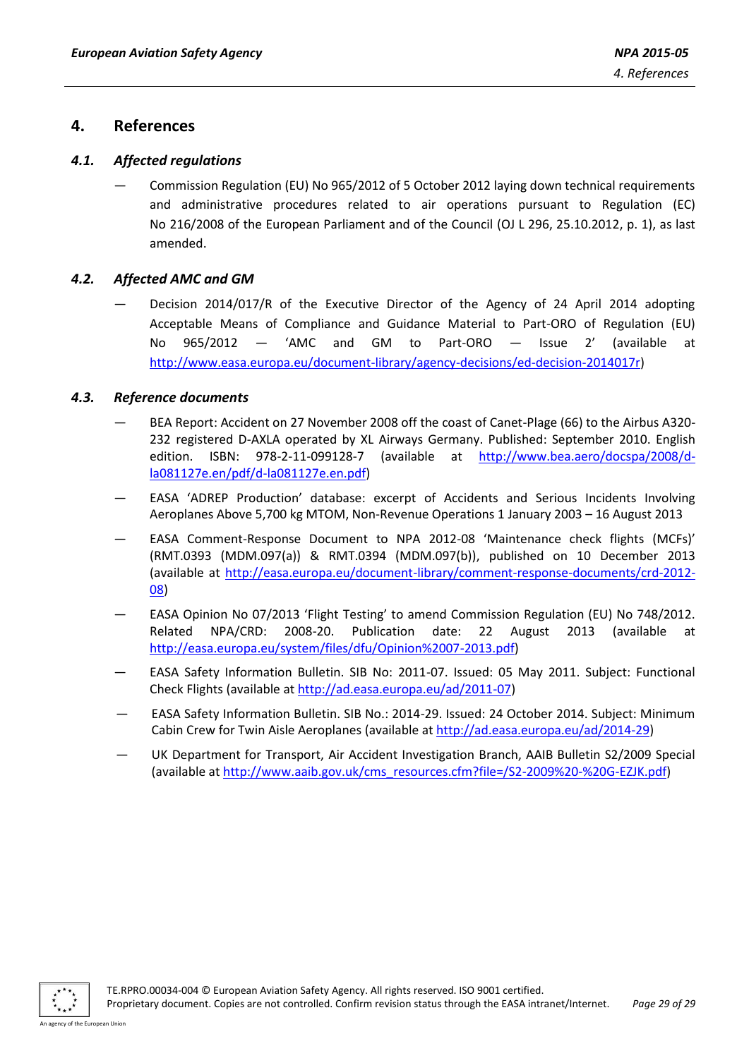# 4. References

## *4.1. Affected regulations*

— Commission Regulation (EU) No 965/2012 of 5 October 2012 laying down technical requirements and administrative procedures related to air operations pursuant to Regulation (EC) No 216/2008 of the European Parliament and of the Council (OJ L 296, 25.10.2012, p. 1), as last amended.

## *4.2. Affected AMC and GM*

— Decision 2014/017/R of the Executive Director of the Agency of 24 April 2014 adopting Acceptable Means of Compliance and Guidance Material to Part-ORO of Regulation (EU) No 965/2012 — 'AMC and GM to Part-ORO — Issue 2' (available at http://www.easa.europa.eu/document-library/agency-decisions/ed-decision-2014017r)

## *4.3. Reference documents*

— BEA Report: Accident on 27 November 2008 off the coast of Canet-Plage (66) to the Airbus A320-232 registered D-AXLA operated by XL Airways Germany. Published: September 2010. English edition. ISBN: 978-2-11-099128-7 (available at http://www.bea.aero/docspa/2008/d-la081127e.en/pdf/d-la081127e.en.pdf)

— EASA 'ADREP Production' database: excerpt of Accidents and Serious Incidents Involving Aeroplanes Above 5,700 kg MTOM, Non-Revenue Operations 1 January 2003 – 16 August 2013

— EASA Comment-Response Document to NPA 2012-08 'Maintenance check flights (MCFs)' (RMT.0393 (MDM.097(a)) & RMT.0394 (MDM.097(b)), published on 10 December 2013 (available at http://easa.europa.eu/document-library/comment-response-documents/crd-2012-08)

— EASA Opinion No 07/2013 'Flight Testing' to amend Commission Regulation (EU) No 748/2012. Related NPA/CRD: 2008-20. Publication date: 22 August 2013 (available at http://easa.europa.eu/system/files/dfu/Opinion%2007-2013.pdf)

— EASA Safety Information Bulletin. SIB No: 2011-07. Issued: 05 May 2011. Subject: Functional Check Flights (available at http://ad.easa.europa.eu/ad/2011-07)

— EASA Safety Information Bulletin. SIB No.: 2014-29. Issued: 24 October 2014. Subject: Minimum Cabin Crew for Twin Aisle Aeroplanes (available at http://ad.easa.europa.eu/ad/2014-29)

— UK Department for Transport, Air Accident Investigation Branch, AAIB Bulletin S2/2009 Special (available at http://www.aaib.gov.uk/cms_resources.cfm?file=/S2-2009%20-%20G-EZJK.pdf)